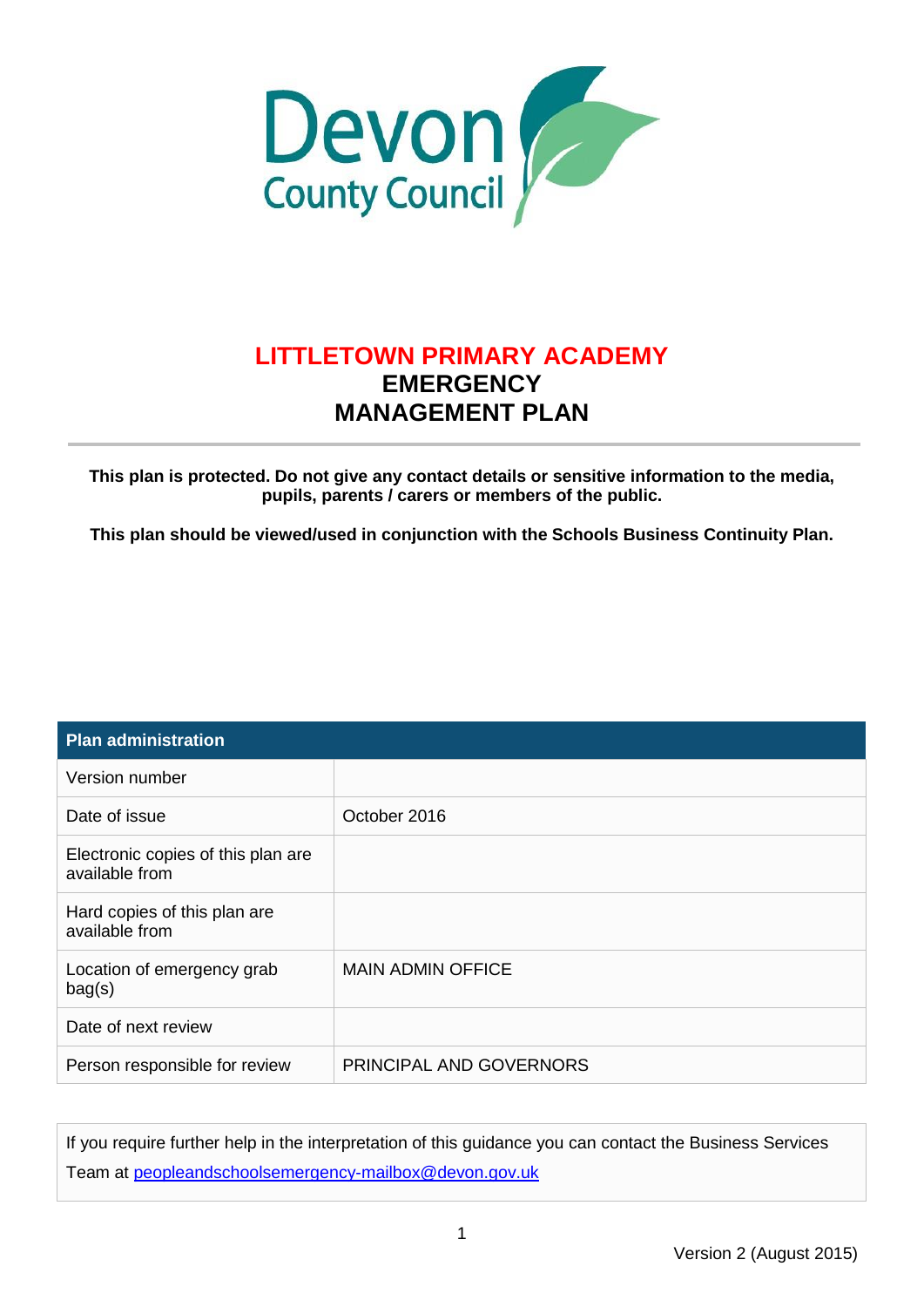Devon County Council

# LITTLETOWN PRIMARY ACADEMY
# EMERGENCY MANAGEMENT PLAN

**This plan is protected. Do not give any contact details or sensitive information to the media, pupils, parents / carers or members of the public.**

**This plan should be viewed/used in conjunction with the Schools Business Continuity Plan.**

| **Plan administration** | |
|---|---|
| Version number | |
| Date of issue | October 2016 |
| Electronic copies of this plan are available from | |
| Hard copies of this plan are available from | |
| Location of emergency grab bag(s) | MAIN ADMIN OFFICE |
| Date of next review | |
| Person responsible for review | PRINCIPAL AND GOVERNORS |

If you require further help in the interpretation of this guidance you can contact the Business Services Team at peopleandschoolsemergency-mailbox@devon.gov.uk

Version 2 (August 2015)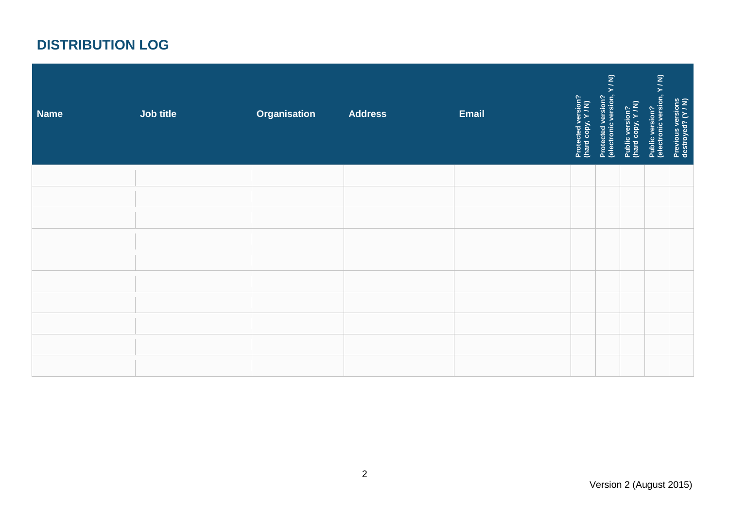## DISTRIBUTION LOG

| Name | Job title | Organisation | Address | Email | Protected version? (hard copy, Y / N) | Protected version? (electronic version, Y / N) | Public version? (hard copy, Y / N) | Public version? (electronic version, Y / N) | Previous versions destroyed? (Y / N) |
|---|---|---|---|---|---|---|---|---|---|
| | | | | | | | | | |
| | | | | | | | | | |
| | | | | | | | | | |
| | | | | | | | | | |
| | | | | | | | | | |
| | | | | | | | | | |
| | | | | | | | | | |
| | | | | | | | | | |
| | | | | | | | | | |

Version 2 (August 2015)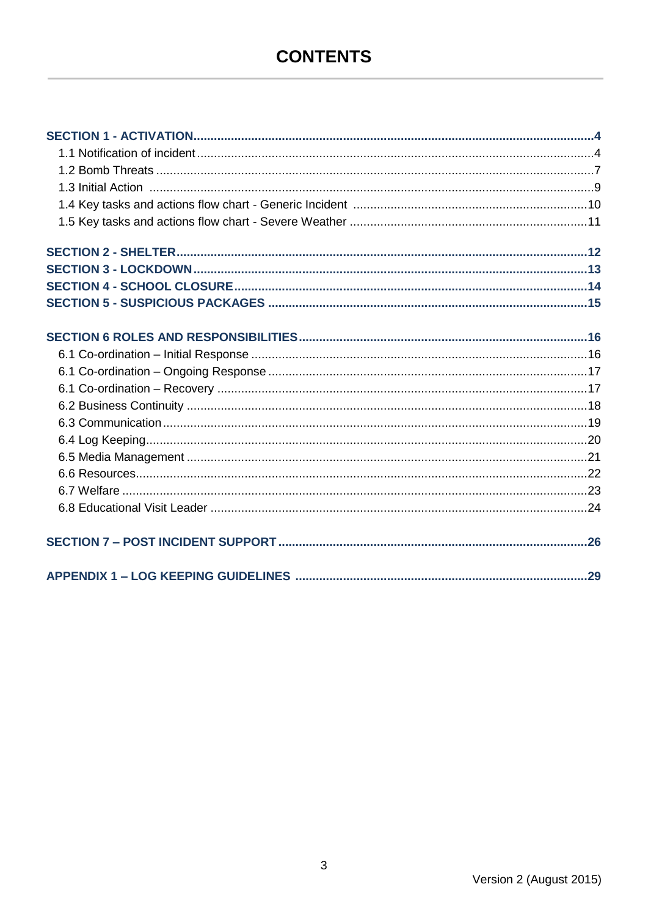# CONTENTS

**SECTION 1 - ACTIVATION**....................................................................................................4

- 1.1 Notification of incident....................................................................................................4
- 1.2 Bomb Threats ...............................................................................................................7
- 1.3 Initial Action ...............................................................................................................9
- 1.4 Key tasks and actions flow chart - Generic Incident .....................................................10
- 1.5 Key tasks and actions flow chart - Severe Weather .....................................................11

**SECTION 2 - SHELTER**......................................................................................................12

**SECTION 3 - LOCKDOWN**..................................................................................................13

**SECTION 4 - SCHOOL CLOSURE**......................................................................................14

**SECTION 5 - SUSPICIOUS PACKAGES** ............................................................................15

**SECTION 6 ROLES AND RESPONSIBILITIES**...................................................................16

- 6.1 Co-ordination – Initial Response .................................................................................16
- 6.1 Co-ordination – Ongoing Response .............................................................................17
- 6.1 Co-ordination – Recovery ............................................................................................17
- 6.2 Business Continuity .....................................................................................................18
- 6.3 Communication............................................................................................................19
- 6.4 Log Keeping.................................................................................................................20
- 6.5 Media Management .....................................................................................................21
- 6.6 Resources....................................................................................................................22
- 6.7 Welfare ........................................................................................................................23
- 6.8 Educational Visit Leader ..............................................................................................24

**SECTION 7 – POST INCIDENT SUPPORT**.........................................................................26

**APPENDIX 1 – LOG KEEPING GUIDELINES** ....................................................................29

Version 2 (August 2015)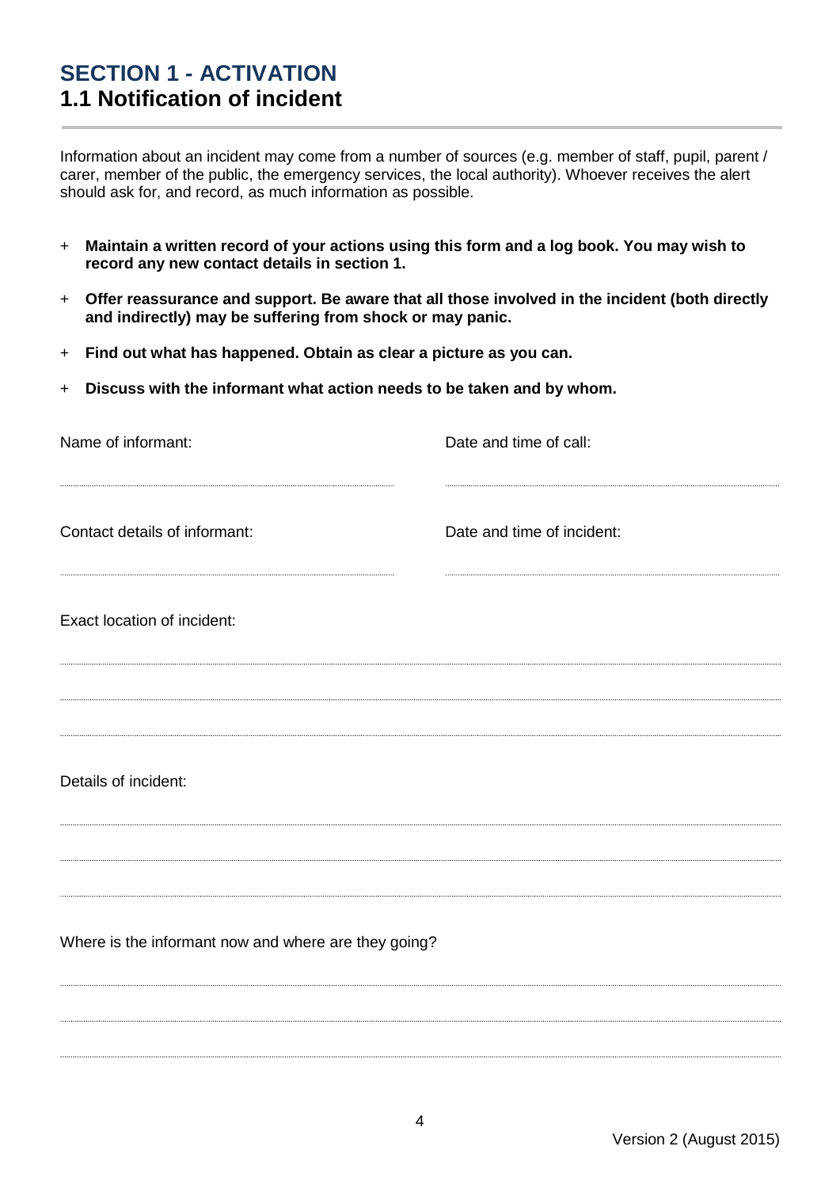# SECTION 1 - ACTIVATION
## 1.1 Notification of incident

Information about an incident may come from a number of sources (e.g. member of staff, pupil, parent / carer, member of the public, the emergency services, the local authority). Whoever receives the alert should ask for, and record, as much information as possible.

- **Maintain a written record of your actions using this form and a log book. You may wish to record any new contact details in section 1.**
- **Offer reassurance and support. Be aware that all those involved in the incident (both directly and indirectly) may be suffering from shock or may panic.**
- **Find out what has happened. Obtain as clear a picture as you can.**
- **Discuss with the informant what action needs to be taken and by whom.**

Name of informant:

..................................................

Date and time of call:

..................................................

Contact details of informant:

..................................................

Date and time of incident:

..................................................

Exact location of incident:

..................................................

..................................................

..................................................

Details of incident:

..................................................

..................................................

..................................................

Where is the informant now and where are they going?

..................................................

..................................................

..................................................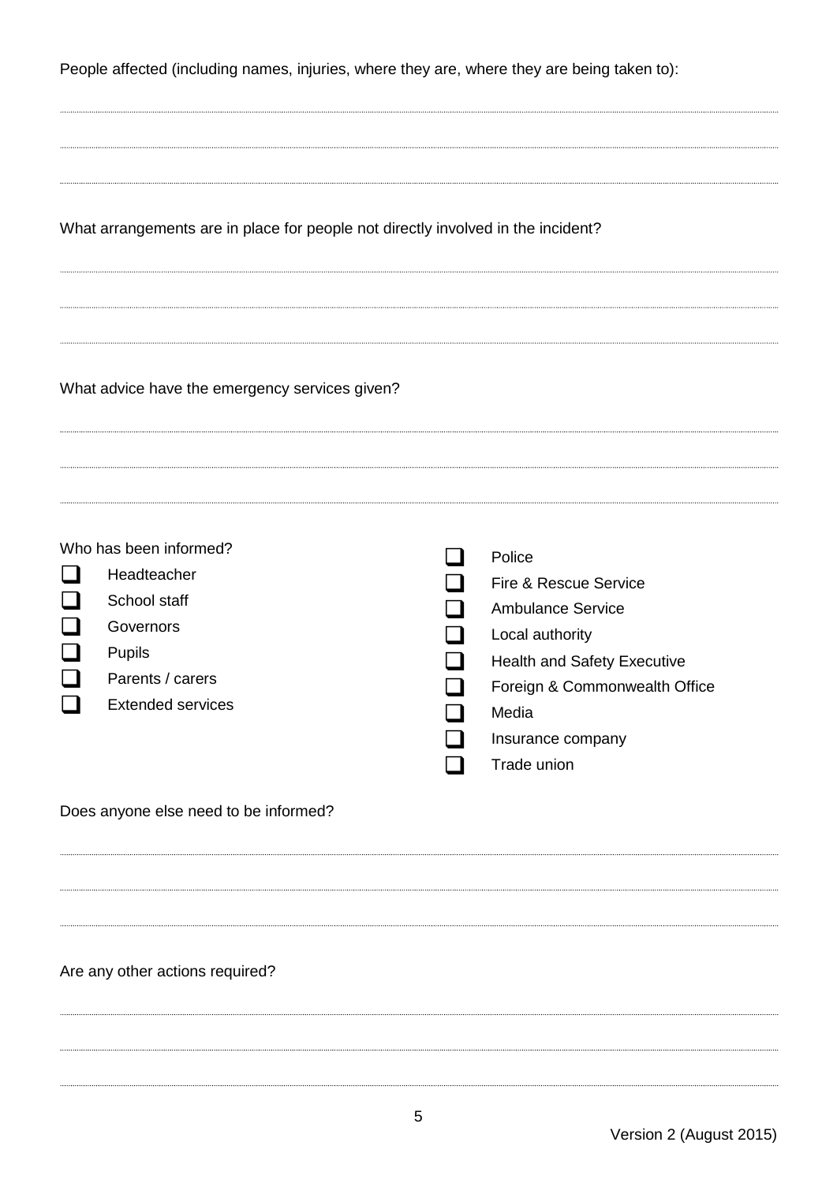People affected (including names, injuries, where they are, where they are being taken to):

What arrangements are in place for people not directly involved in the incident?

What advice have the emergency services given?

Who has been informed?

- ☐ Headteacher
- ☐ School staff
- ☐ Governors
- ☐ Pupils
- ☐ Parents / carers
- ☐ Extended services
- ☐ Police
- ☐ Fire & Rescue Service
- ☐ Ambulance Service
- ☐ Local authority
- ☐ Health and Safety Executive
- ☐ Foreign & Commonwealth Office
- ☐ Media
- ☐ Insurance company
- ☐ Trade union

Does anyone else need to be informed?

Are any other actions required?

Version 2 (August 2015)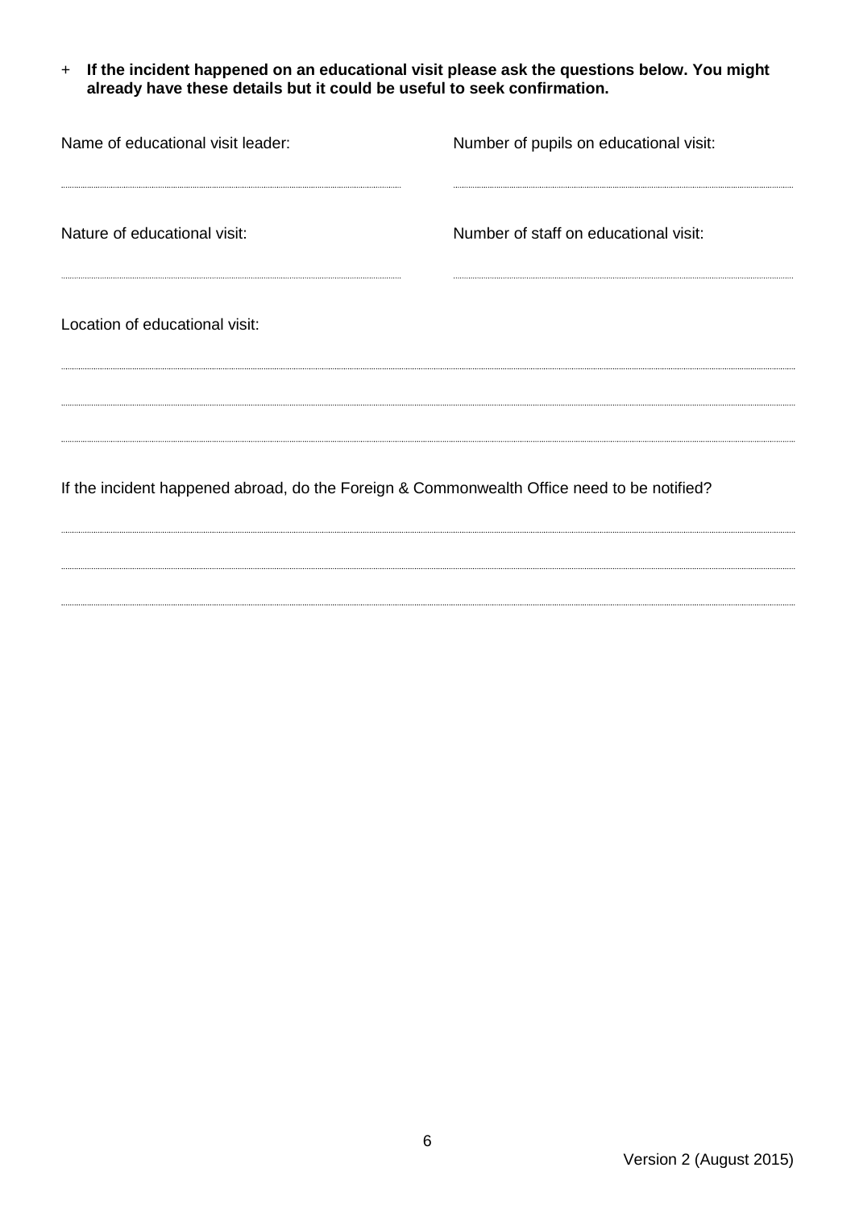+ **If the incident happened on an educational visit please ask the questions below. You might already have these details but it could be useful to seek confirmation.**

Name of educational visit leader:

..............................................................................

Number of pupils on educational visit:

..............................................................................

Nature of educational visit:

..............................................................................

Number of staff on educational visit:

..............................................................................

Location of educational visit:

..............................................................................

..............................................................................

..............................................................................

If the incident happened abroad, do the Foreign & Commonwealth Office need to be notified?

..............................................................................

..............................................................................

..............................................................................

Version 2 (August 2015)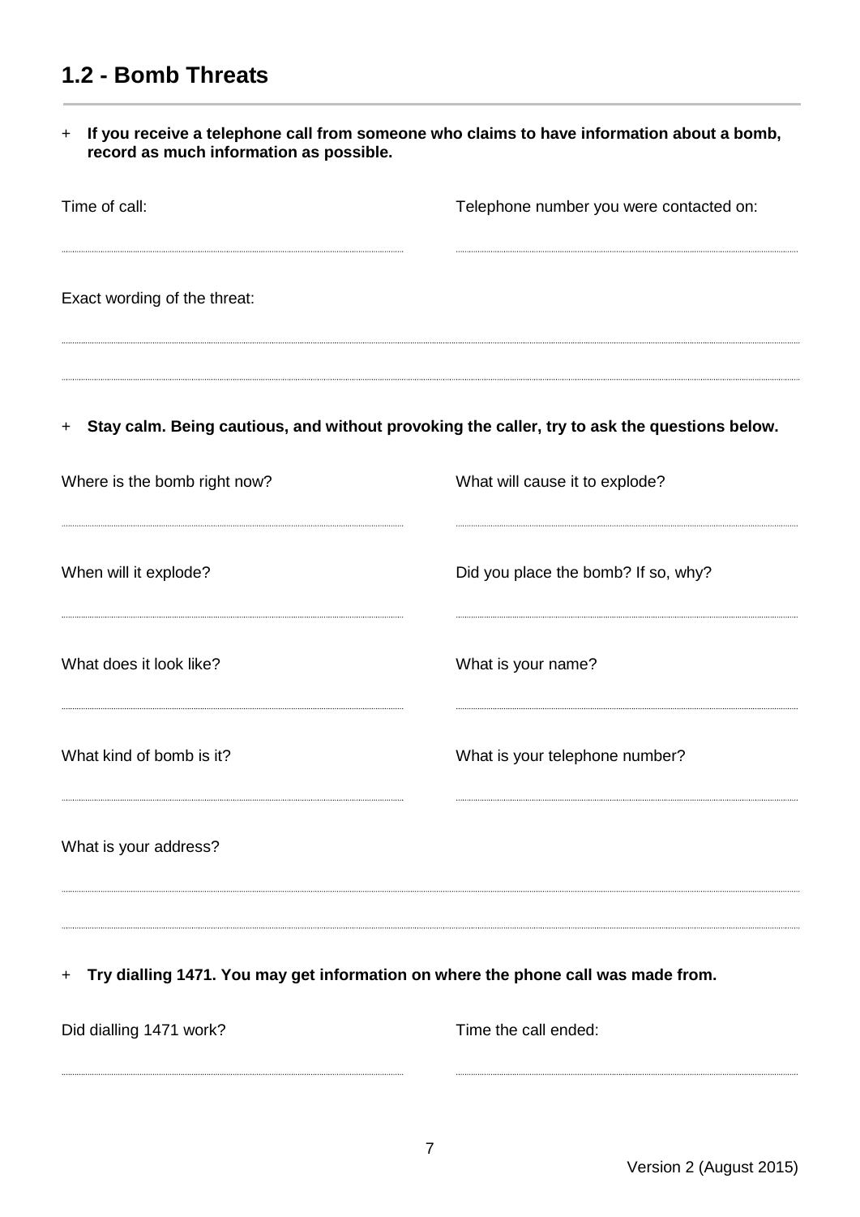## 1.2 - Bomb Threats

+ **If you receive a telephone call from someone who claims to have information about a bomb, record as much information as possible.**

Time of call:

Telephone number you were contacted on:

Exact wording of the threat:

+ **Stay calm. Being cautious, and without provoking the caller, try to ask the questions below.**

Where is the bomb right now?

What will cause it to explode?

When will it explode?

Did you place the bomb? If so, why?

What does it look like?

What is your name?

What kind of bomb is it?

What is your telephone number?

What is your address?

+ **Try dialling 1471. You may get information on where the phone call was made from.**

Did dialling 1471 work?

Time the call ended:

Version 2 (August 2015)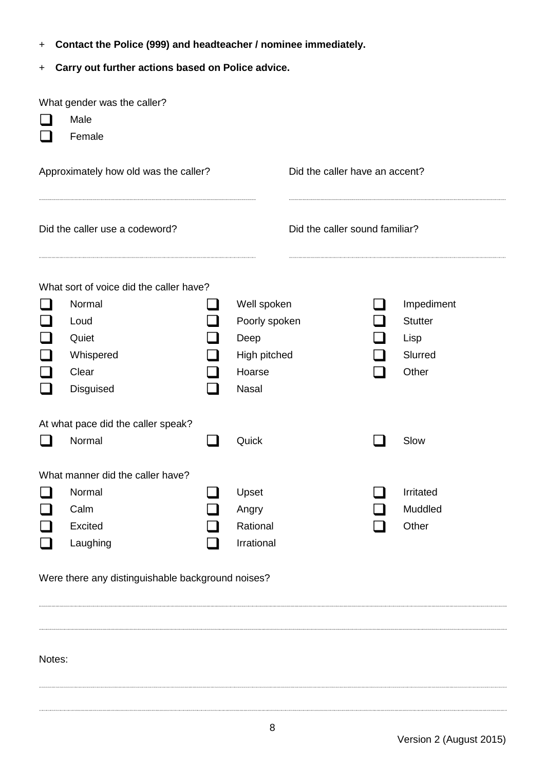- **Contact the Police (999) and headteacher / nominee immediately.**
- **Carry out further actions based on Police advice.**

What gender was the caller?

- ☐ Male
- ☐ Female

Approximately how old was the caller?

..............................................................................

Did the caller have an accent?

..............................................................................

Did the caller use a codeword?

..............................................................................

Did the caller sound familiar?

..............................................................................

What sort of voice did the caller have?

| | | |
|---|---|---|
| ☐ Normal | ☐ Well spoken | ☐ Impediment |
| ☐ Loud | ☐ Poorly spoken | ☐ Stutter |
| ☐ Quiet | ☐ Deep | ☐ Lisp |
| ☐ Whispered | ☐ High pitched | ☐ Slurred |
| ☐ Clear | ☐ Hoarse | ☐ Other |
| ☐ Disguised | ☐ Nasal | |

At what pace did the caller speak?

| | | |
|---|---|---|
| ☐ Normal | ☐ Quick | ☐ Slow |

What manner did the caller have?

| | | |
|---|---|---|
| ☐ Normal | ☐ Upset | ☐ Irritated |
| ☐ Calm | ☐ Angry | ☐ Muddled |
| ☐ Excited | ☐ Rational | ☐ Other |
| ☐ Laughing | ☐ Irrational | |

Were there any distinguishable background noises?

..............................................................................

..............................................................................

Notes:

..............................................................................

..............................................................................

Version 2 (August 2015)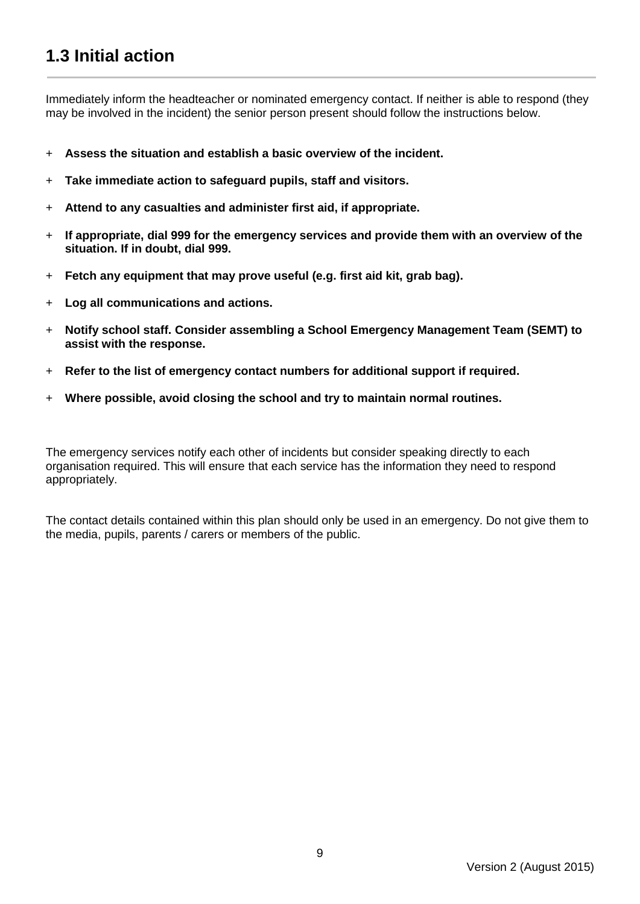## 1.3 Initial action

Immediately inform the headteacher or nominated emergency contact. If neither is able to respond (they may be involved in the incident) the senior person present should follow the instructions below.

- **Assess the situation and establish a basic overview of the incident.**
- **Take immediate action to safeguard pupils, staff and visitors.**
- **Attend to any casualties and administer first aid, if appropriate.**
- **If appropriate, dial 999 for the emergency services and provide them with an overview of the situation. If in doubt, dial 999.**
- **Fetch any equipment that may prove useful (e.g. first aid kit, grab bag).**
- **Log all communications and actions.**
- **Notify school staff. Consider assembling a School Emergency Management Team (SEMT) to assist with the response.**
- **Refer to the list of emergency contact numbers for additional support if required.**
- **Where possible, avoid closing the school and try to maintain normal routines.**

The emergency services notify each other of incidents but consider speaking directly to each organisation required. This will ensure that each service has the information they need to respond appropriately.

The contact details contained within this plan should only be used in an emergency. Do not give them to the media, pupils, parents / carers or members of the public.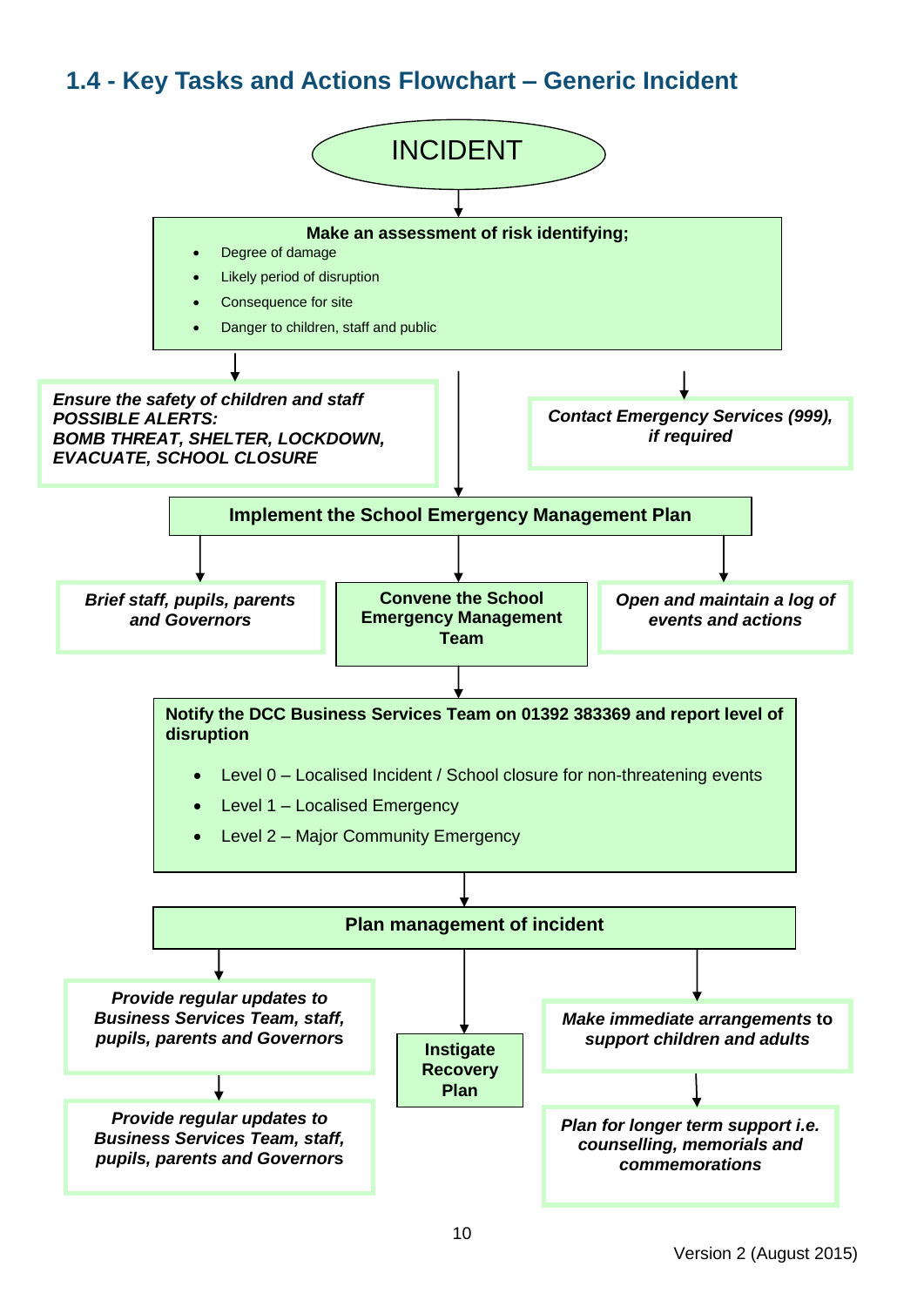## 1.4 - Key Tasks and Actions Flowchart – Generic Incident

**INCIDENT**

↓

**Make an assessment of risk identifying;**

- Degree of damage
- Likely period of disruption
- Consequence for site
- Danger to children, staff and public

↓

***Ensure the safety of children and staff***
***POSSIBLE ALERTS:***
***BOMB THREAT, SHELTER, LOCKDOWN, EVACUATE, SCHOOL CLOSURE***

***Contact Emergency Services (999), if required***

↓

**Implement the School Emergency Management Plan**

↓

***Brief staff, pupils, parents and Governors***

**Convene the School Emergency Management Team**

***Open and maintain a log of events and actions***

↓

**Notify the DCC Business Services Team on 01392 383369 and report level of disruption**

- Level 0 – Localised Incident / School closure for non-threatening events
- Level 1 – Localised Emergency
- Level 2 – Major Community Emergency

↓

**Plan management of incident**

↓

***Provide regular updates to Business Services Team, staff, pupils, parents and Governors***

↓

***Provide regular updates to Business Services Team, staff, pupils, parents and Governors***

**Instigate Recovery Plan**

***Make immediate arrangements to support children and adults***

↓

***Plan for longer term support i.e. counselling, memorials and commemorations***

Version 2 (August 2015)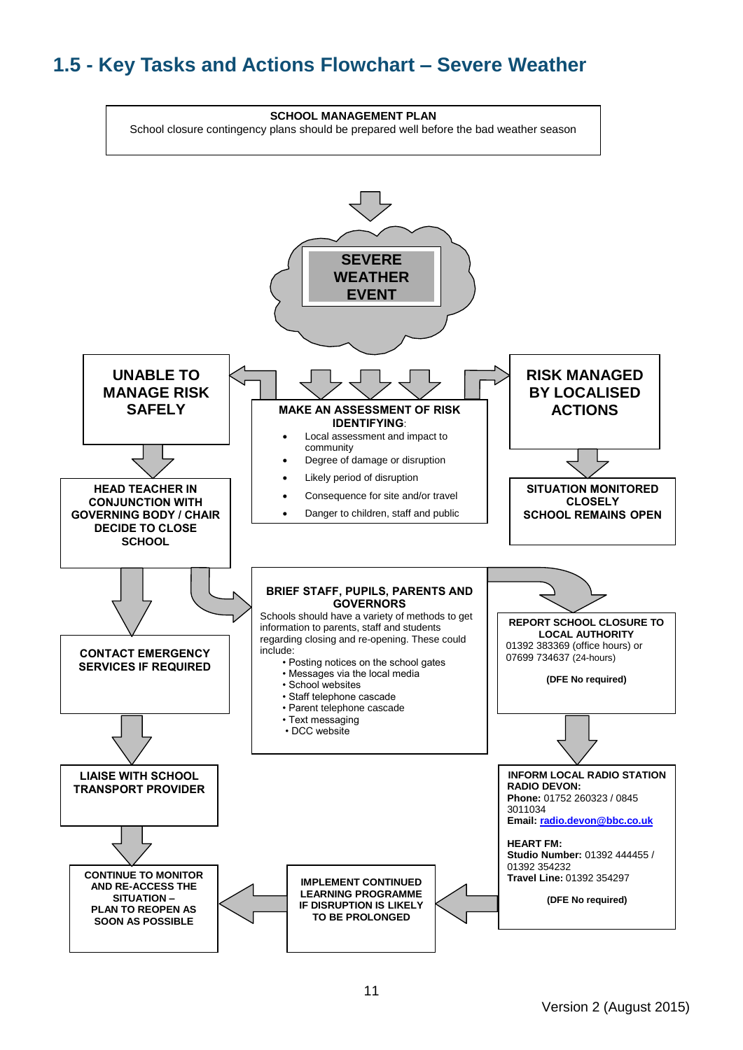## 1.5 - Key Tasks and Actions Flowchart – Severe Weather

**SCHOOL MANAGEMENT PLAN**
School closure contingency plans should be prepared well before the bad weather season

**SEVERE WEATHER EVENT**

**MAKE AN ASSESSMENT OF RISK IDENTIFYING**:

- Local assessment and impact to community
- Degree of damage or disruption
- Likely period of disruption
- Consequence for site and/or travel
- Danger to children, staff and public

**UNABLE TO MANAGE RISK SAFELY**

**HEAD TEACHER IN CONJUNCTION WITH GOVERNING BODY / CHAIR DECIDE TO CLOSE SCHOOL**

**CONTACT EMERGENCY SERVICES IF REQUIRED**

**LIAISE WITH SCHOOL TRANSPORT PROVIDER**

**CONTINUE TO MONITOR AND RE-ACCESS THE SITUATION – PLAN TO REOPEN AS SOON AS POSSIBLE**

**RISK MANAGED BY LOCALISED ACTIONS**

**SITUATION MONITORED CLOSELY SCHOOL REMAINS OPEN**

**BRIEF STAFF, PUPILS, PARENTS AND GOVERNORS**
Schools should have a variety of methods to get information to parents, staff and students regarding closing and re-opening. These could include:

- Posting notices on the school gates
- Messages via the local media
- School websites
- Staff telephone cascade
- Parent telephone cascade
- Text messaging
- DCC website

**REPORT SCHOOL CLOSURE TO LOCAL AUTHORITY**
01392 383369 (office hours) or 07699 734637 (24-hours)

**(DFE No required)**

**INFORM LOCAL RADIO STATION**
**RADIO DEVON:**
**Phone:** 01752 260323 / 0845 3011034
**Email:** radio.devon@bbc.co.uk

**HEART FM:**
**Studio Number:** 01392 444455 / 01392 354232
**Travel Line:** 01392 354297

**(DFE No required)**

**IMPLEMENT CONTINUED LEARNING PROGRAMME IF DISRUPTION IS LIKELY TO BE PROLONGED**

Version 2 (August 2015)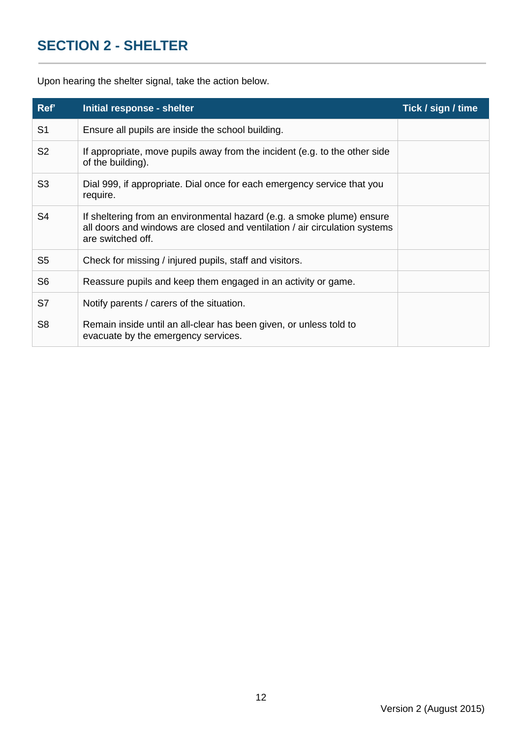## SECTION 2 - SHELTER

Upon hearing the shelter signal, take the action below.

| Ref' | Initial response - shelter | Tick / sign / time |
|---|---|---|
| S1 | Ensure all pupils are inside the school building. | |
| S2 | If appropriate, move pupils away from the incident (e.g. to the other side of the building). | |
| S3 | Dial 999, if appropriate. Dial once for each emergency service that you require. | |
| S4 | If sheltering from an environmental hazard (e.g. a smoke plume) ensure all doors and windows are closed and ventilation / air circulation systems are switched off. | |
| S5 | Check for missing / injured pupils, staff and visitors. | |
| S6 | Reassure pupils and keep them engaged in an activity or game. | |
| S7 | Notify parents / carers of the situation. | |
| S8 | Remain inside until an all-clear has been given, or unless told to evacuate by the emergency services. | |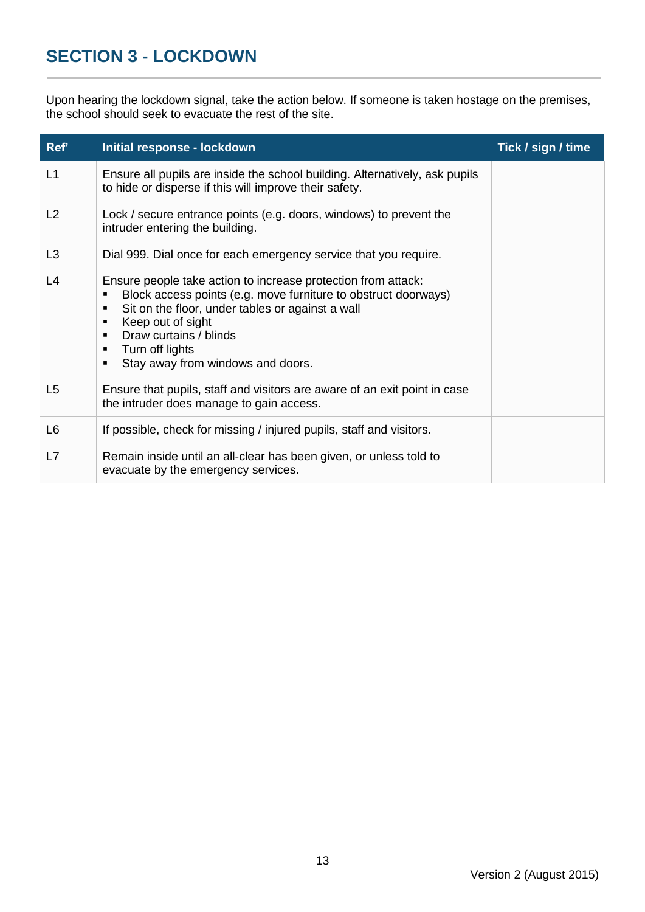## SECTION 3 - LOCKDOWN

Upon hearing the lockdown signal, take the action below. If someone is taken hostage on the premises, the school should seek to evacuate the rest of the site.

| Ref' | Initial response - lockdown | Tick / sign / time |
|---|---|---|
| L1 | Ensure all pupils are inside the school building. Alternatively, ask pupils to hide or disperse if this will improve their safety. | |
| L2 | Lock / secure entrance points (e.g. doors, windows) to prevent the intruder entering the building. | |
| L3 | Dial 999. Dial once for each emergency service that you require. | |
| L4<br><br><br><br><br><br><br>L5 | Ensure people take action to increase protection from attack:<br>▪ Block access points (e.g. move furniture to obstruct doorways)<br>▪ Sit on the floor, under tables or against a wall<br>▪ Keep out of sight<br>▪ Draw curtains / blinds<br>▪ Turn off lights<br>▪ Stay away from windows and doors.<br><br>Ensure that pupils, staff and visitors are aware of an exit point in case the intruder does manage to gain access. | |
| L6 | If possible, check for missing / injured pupils, staff and visitors. | |
| L7 | Remain inside until an all-clear has been given, or unless told to evacuate by the emergency services. | |

Version 2 (August 2015)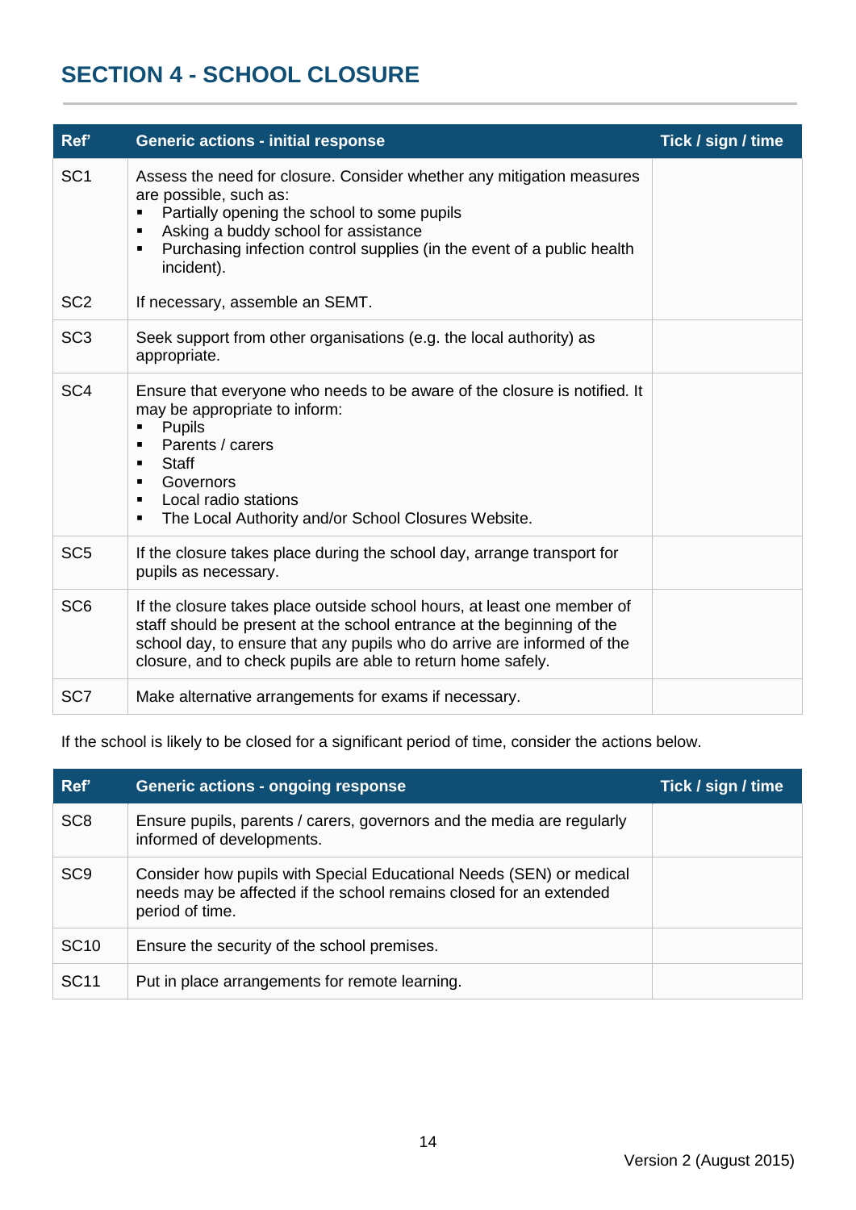## SECTION 4 - SCHOOL CLOSURE

| Ref' | Generic actions - initial response | Tick / sign / time |
|---|---|---|
| SC1 | Assess the need for closure. Consider whether any mitigation measures are possible, such as: <br>▪ Partially opening the school to some pupils <br>▪ Asking a buddy school for assistance <br>▪ Purchasing infection control supplies (in the event of a public health incident). | |
| SC2 | If necessary, assemble an SEMT. | |
| SC3 | Seek support from other organisations (e.g. the local authority) as appropriate. | |
| SC4 | Ensure that everyone who needs to be aware of the closure is notified. It may be appropriate to inform: <br>▪ Pupils <br>▪ Parents / carers <br>▪ Staff <br>▪ Governors <br>▪ Local radio stations <br>▪ The Local Authority and/or School Closures Website. | |
| SC5 | If the closure takes place during the school day, arrange transport for pupils as necessary. | |
| SC6 | If the closure takes place outside school hours, at least one member of staff should be present at the school entrance at the beginning of the school day, to ensure that any pupils who do arrive are informed of the closure, and to check pupils are able to return home safely. | |
| SC7 | Make alternative arrangements for exams if necessary. | |

If the school is likely to be closed for a significant period of time, consider the actions below.

| Ref' | Generic actions - ongoing response | Tick / sign / time |
|---|---|---|
| SC8 | Ensure pupils, parents / carers, governors and the media are regularly informed of developments. | |
| SC9 | Consider how pupils with Special Educational Needs (SEN) or medical needs may be affected if the school remains closed for an extended period of time. | |
| SC10 | Ensure the security of the school premises. | |
| SC11 | Put in place arrangements for remote learning. | |

Version 2 (August 2015)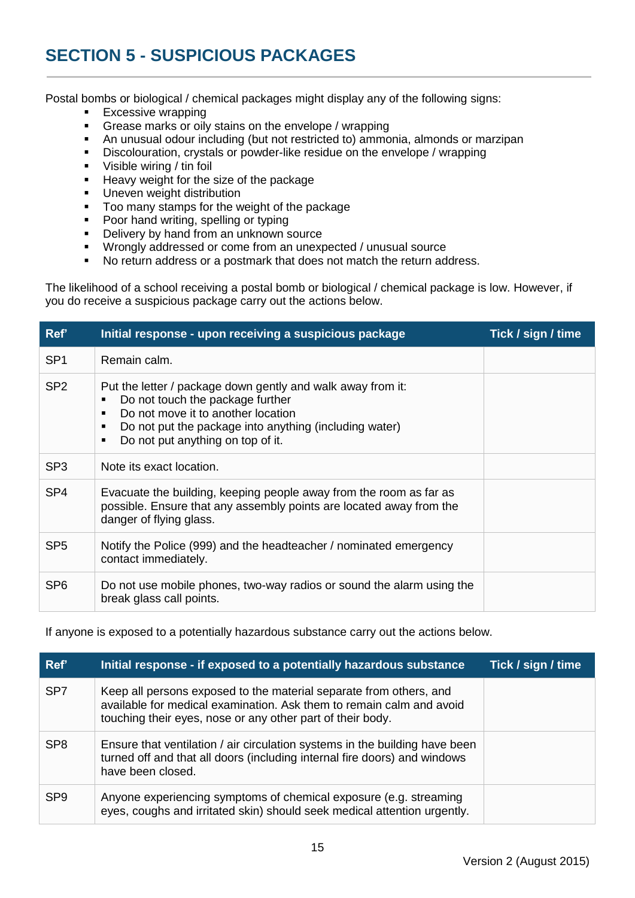## SECTION 5 - SUSPICIOUS PACKAGES

Postal bombs or biological / chemical packages might display any of the following signs:

- Excessive wrapping
- Grease marks or oily stains on the envelope / wrapping
- An unusual odour including (but not restricted to) ammonia, almonds or marzipan
- Discolouration, crystals or powder-like residue on the envelope / wrapping
- Visible wiring / tin foil
- Heavy weight for the size of the package
- Uneven weight distribution
- Too many stamps for the weight of the package
- Poor hand writing, spelling or typing
- Delivery by hand from an unknown source
- Wrongly addressed or come from an unexpected / unusual source
- No return address or a postmark that does not match the return address.

The likelihood of a school receiving a postal bomb or biological / chemical package is low. However, if you do receive a suspicious package carry out the actions below.

| Ref' | Initial response - upon receiving a suspicious package | Tick / sign / time |
|---|---|---|
| SP1 | Remain calm. | |
| SP2 | Put the letter / package down gently and walk away from it:<br>▪ Do not touch the package further<br>▪ Do not move it to another location<br>▪ Do not put the package into anything (including water)<br>▪ Do not put anything on top of it. | |
| SP3 | Note its exact location. | |
| SP4 | Evacuate the building, keeping people away from the room as far as possible. Ensure that any assembly points are located away from the danger of flying glass. | |
| SP5 | Notify the Police (999) and the headteacher / nominated emergency contact immediately. | |
| SP6 | Do not use mobile phones, two-way radios or sound the alarm using the break glass call points. | |

If anyone is exposed to a potentially hazardous substance carry out the actions below.

| Ref' | Initial response - if exposed to a potentially hazardous substance | Tick / sign / time |
|---|---|---|
| SP7 | Keep all persons exposed to the material separate from others, and available for medical examination. Ask them to remain calm and avoid touching their eyes, nose or any other part of their body. | |
| SP8 | Ensure that ventilation / air circulation systems in the building have been turned off and that all doors (including internal fire doors) and windows have been closed. | |
| SP9 | Anyone experiencing symptoms of chemical exposure (e.g. streaming eyes, coughs and irritated skin) should seek medical attention urgently. | |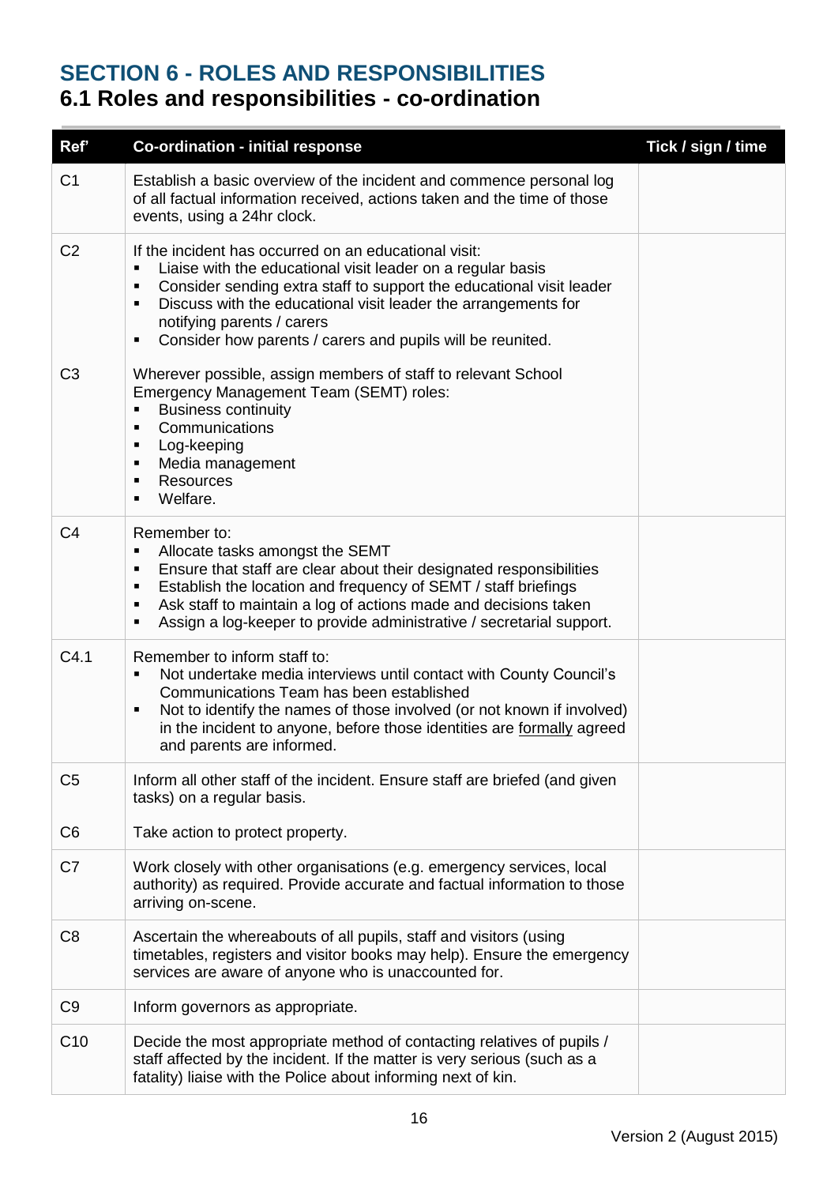# SECTION 6 - ROLES AND RESPONSIBILITIES

## 6.1 Roles and responsibilities - co-ordination

| Ref' | Co-ordination - initial response | Tick / sign / time |
|---|---|---|
| C1 | Establish a basic overview of the incident and commence personal log of all factual information received, actions taken and the time of those events, using a 24hr clock. | |
| C2<br><br><br><br><br><br>C3 | If the incident has occurred on an educational visit:<br>▪ Liaise with the educational visit leader on a regular basis<br>▪ Consider sending extra staff to support the educational visit leader<br>▪ Discuss with the educational visit leader the arrangements for notifying parents / carers<br>▪ Consider how parents / carers and pupils will be reunited.<br><br>Wherever possible, assign members of staff to relevant School Emergency Management Team (SEMT) roles:<br>▪ Business continuity<br>▪ Communications<br>▪ Log-keeping<br>▪ Media management<br>▪ Resources<br>▪ Welfare. | |
| C4 | Remember to:<br>▪ Allocate tasks amongst the SEMT<br>▪ Ensure that staff are clear about their designated responsibilities<br>▪ Establish the location and frequency of SEMT / staff briefings<br>▪ Ask staff to maintain a log of actions made and decisions taken<br>▪ Assign a log-keeper to provide administrative / secretarial support. | |
| C4.1 | Remember to inform staff to:<br>▪ Not undertake media interviews until contact with County Council's Communications Team has been established<br>▪ Not to identify the names of those involved (or not known if involved) in the incident to anyone, before those identities are <u>formally</u> agreed and parents are informed. | |
| C5<br><br>C6 | Inform all other staff of the incident. Ensure staff are briefed (and given tasks) on a regular basis.<br><br>Take action to protect property. | |
| C7 | Work closely with other organisations (e.g. emergency services, local authority) as required. Provide accurate and factual information to those arriving on-scene. | |
| C8 | Ascertain the whereabouts of all pupils, staff and visitors (using timetables, registers and visitor books may help). Ensure the emergency services are aware of anyone who is unaccounted for. | |
| C9 | Inform governors as appropriate. | |
| C10 | Decide the most appropriate method of contacting relatives of pupils / staff affected by the incident. If the matter is very serious (such as a fatality) liaise with the Police about informing next of kin. | |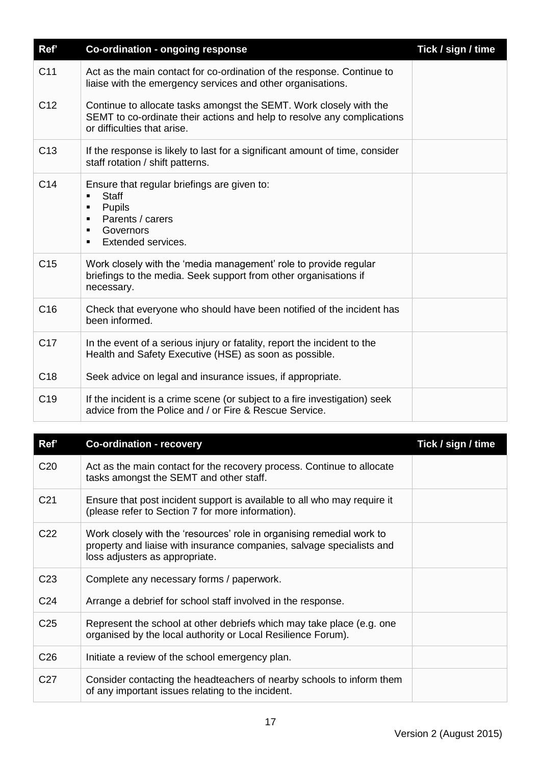| Ref' | Co-ordination - ongoing response | Tick / sign / time |
| --- | --- | --- |
| C11 | Act as the main contact for co-ordination of the response. Continue to liaise with the emergency services and other organisations. | |
| C12 | Continue to allocate tasks amongst the SEMT. Work closely with the SEMT to co-ordinate their actions and help to resolve any complications or difficulties that arise. | |
| C13 | If the response is likely to last for a significant amount of time, consider staff rotation / shift patterns. | |
| C14 | Ensure that regular briefings are given to:<br>▪ Staff<br>▪ Pupils<br>▪ Parents / carers<br>▪ Governors<br>▪ Extended services. | |
| C15 | Work closely with the 'media management' role to provide regular briefings to the media. Seek support from other organisations if necessary. | |
| C16 | Check that everyone who should have been notified of the incident has been informed. | |
| C17 | In the event of a serious injury or fatality, report the incident to the Health and Safety Executive (HSE) as soon as possible. | |
| C18 | Seek advice on legal and insurance issues, if appropriate. | |
| C19 | If the incident is a crime scene (or subject to a fire investigation) seek advice from the Police and / or Fire & Rescue Service. | |

| Ref' | Co-ordination - recovery | Tick / sign / time |
| --- | --- | --- |
| C20 | Act as the main contact for the recovery process. Continue to allocate tasks amongst the SEMT and other staff. | |
| C21 | Ensure that post incident support is available to all who may require it (please refer to Section 7 for more information). | |
| C22 | Work closely with the 'resources' role in organising remedial work to property and liaise with insurance companies, salvage specialists and loss adjusters as appropriate. | |
| C23 | Complete any necessary forms / paperwork. | |
| C24 | Arrange a debrief for school staff involved in the response. | |
| C25 | Represent the school at other debriefs which may take place (e.g. one organised by the local authority or Local Resilience Forum). | |
| C26 | Initiate a review of the school emergency plan. | |
| C27 | Consider contacting the headteachers of nearby schools to inform them of any important issues relating to the incident. | |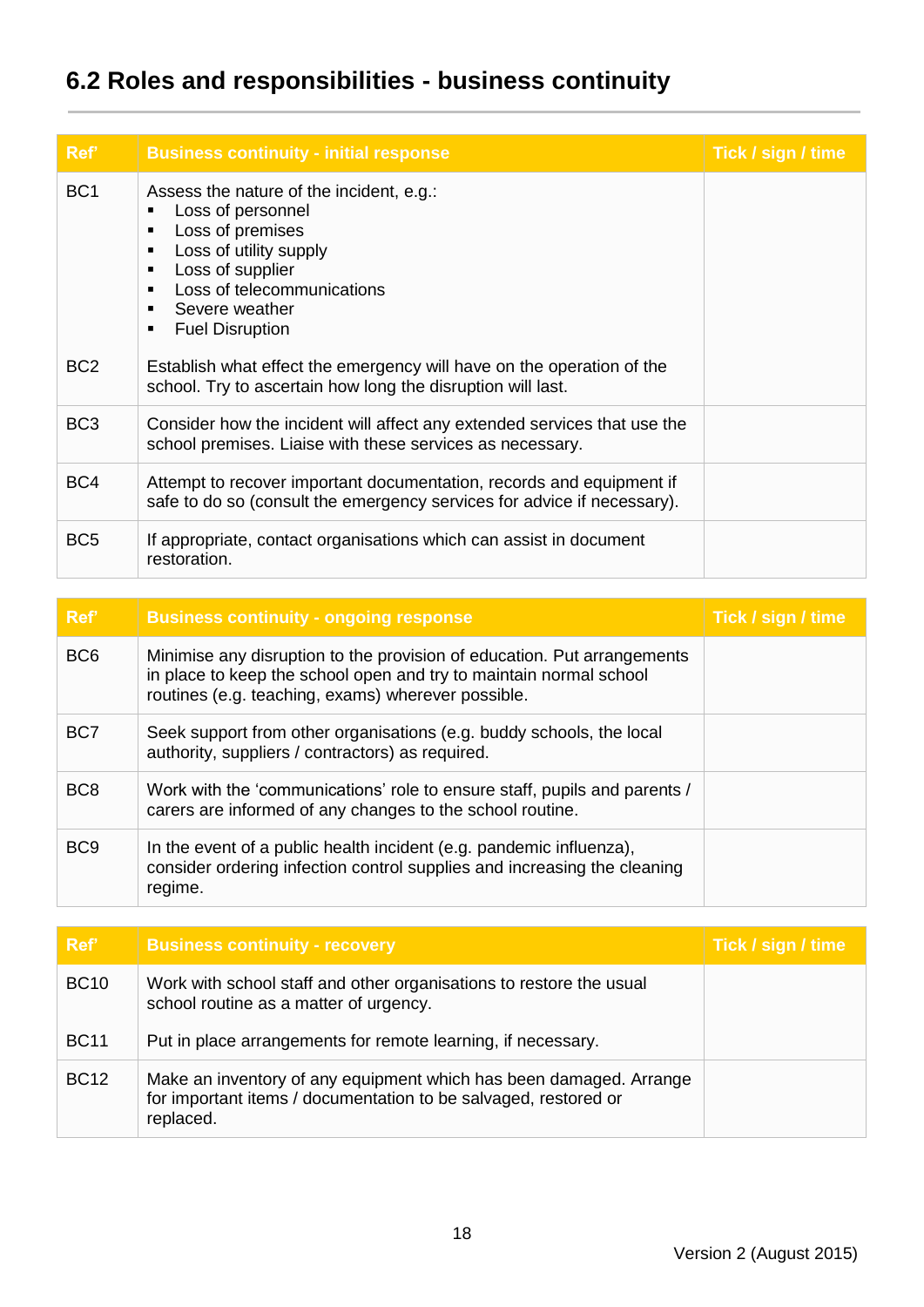## 6.2 Roles and responsibilities - business continuity

| Ref' | Business continuity - initial response | Tick / sign / time |
|---|---|---|
| BC1 | Assess the nature of the incident, e.g.:<br>▪ Loss of personnel<br>▪ Loss of premises<br>▪ Loss of utility supply<br>▪ Loss of supplier<br>▪ Loss of telecommunications<br>▪ Severe weather<br>▪ Fuel Disruption | |
| BC2 | Establish what effect the emergency will have on the operation of the school. Try to ascertain how long the disruption will last. | |
| BC3 | Consider how the incident will affect any extended services that use the school premises. Liaise with these services as necessary. | |
| BC4 | Attempt to recover important documentation, records and equipment if safe to do so (consult the emergency services for advice if necessary). | |
| BC5 | If appropriate, contact organisations which can assist in document restoration. | |

| Ref' | Business continuity - ongoing response | Tick / sign / time |
|---|---|---|
| BC6 | Minimise any disruption to the provision of education. Put arrangements in place to keep the school open and try to maintain normal school routines (e.g. teaching, exams) wherever possible. | |
| BC7 | Seek support from other organisations (e.g. buddy schools, the local authority, suppliers / contractors) as required. | |
| BC8 | Work with the 'communications' role to ensure staff, pupils and parents / carers are informed of any changes to the school routine. | |
| BC9 | In the event of a public health incident (e.g. pandemic influenza), consider ordering infection control supplies and increasing the cleaning regime. | |

| Ref' | Business continuity - recovery | Tick / sign / time |
|---|---|---|
| BC10 | Work with school staff and other organisations to restore the usual school routine as a matter of urgency. | |
| BC11 | Put in place arrangements for remote learning, if necessary. | |
| BC12 | Make an inventory of any equipment which has been damaged. Arrange for important items / documentation to be salvaged, restored or replaced. | |

Version 2 (August 2015)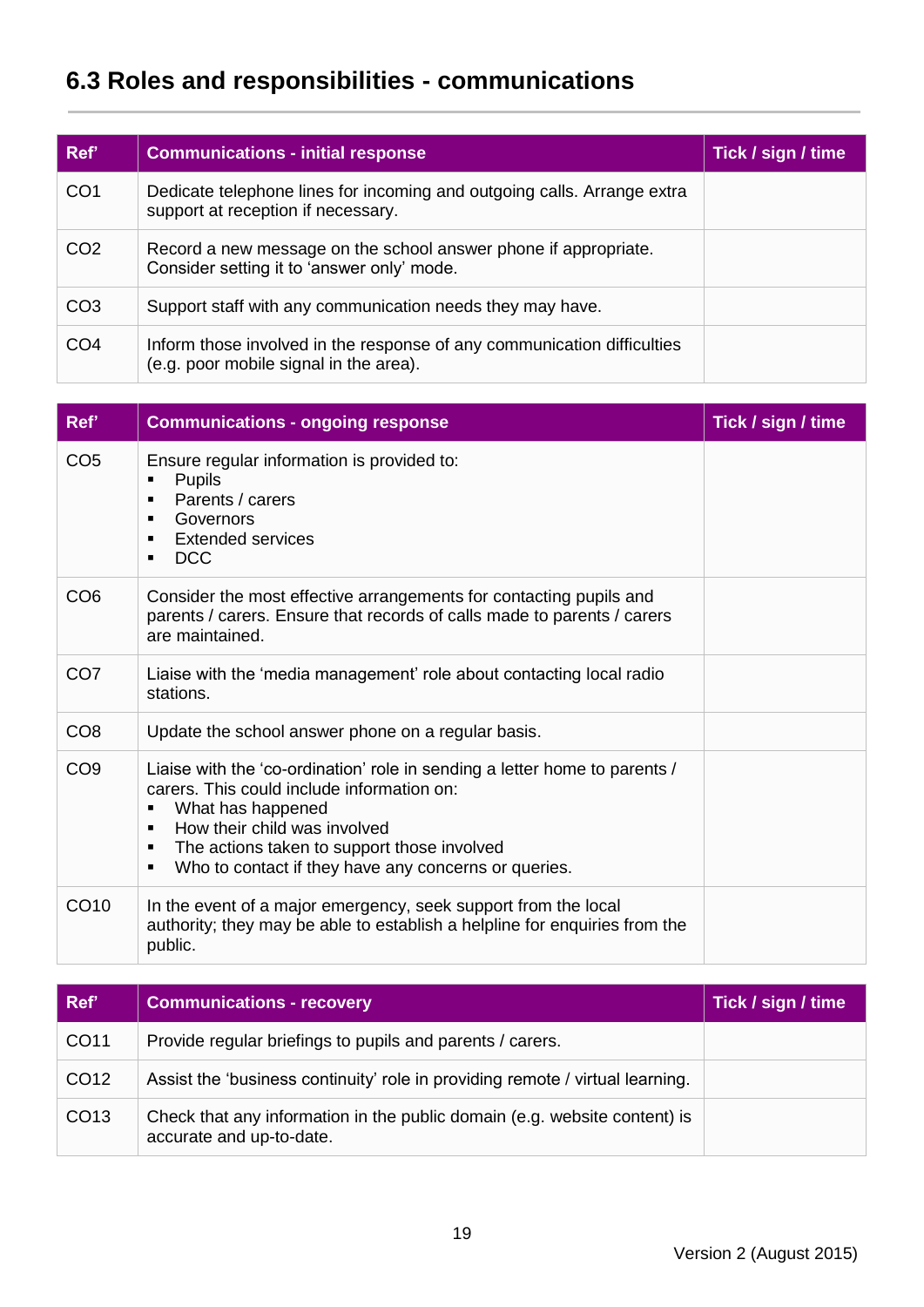## 6.3 Roles and responsibilities - communications

| Ref' | Communications - initial response | Tick / sign / time |
|---|---|---|
| CO1 | Dedicate telephone lines for incoming and outgoing calls. Arrange extra support at reception if necessary. | |
| CO2 | Record a new message on the school answer phone if appropriate. Consider setting it to 'answer only' mode. | |
| CO3 | Support staff with any communication needs they may have. | |
| CO4 | Inform those involved in the response of any communication difficulties (e.g. poor mobile signal in the area). | |

| Ref' | Communications - ongoing response | Tick / sign / time |
|---|---|---|
| CO5 | Ensure regular information is provided to:<br>▪ Pupils<br>▪ Parents / carers<br>▪ Governors<br>▪ Extended services<br>▪ DCC | |
| CO6 | Consider the most effective arrangements for contacting pupils and parents / carers. Ensure that records of calls made to parents / carers are maintained. | |
| CO7 | Liaise with the 'media management' role about contacting local radio stations. | |
| CO8 | Update the school answer phone on a regular basis. | |
| CO9 | Liaise with the 'co-ordination' role in sending a letter home to parents / carers. This could include information on:<br>▪ What has happened<br>▪ How their child was involved<br>▪ The actions taken to support those involved<br>▪ Who to contact if they have any concerns or queries. | |
| CO10 | In the event of a major emergency, seek support from the local authority; they may be able to establish a helpline for enquiries from the public. | |

| Ref' | Communications - recovery | Tick / sign / time |
|---|---|---|
| CO11 | Provide regular briefings to pupils and parents / carers. | |
| CO12 | Assist the 'business continuity' role in providing remote / virtual learning. | |
| CO13 | Check that any information in the public domain (e.g. website content) is accurate and up-to-date. | |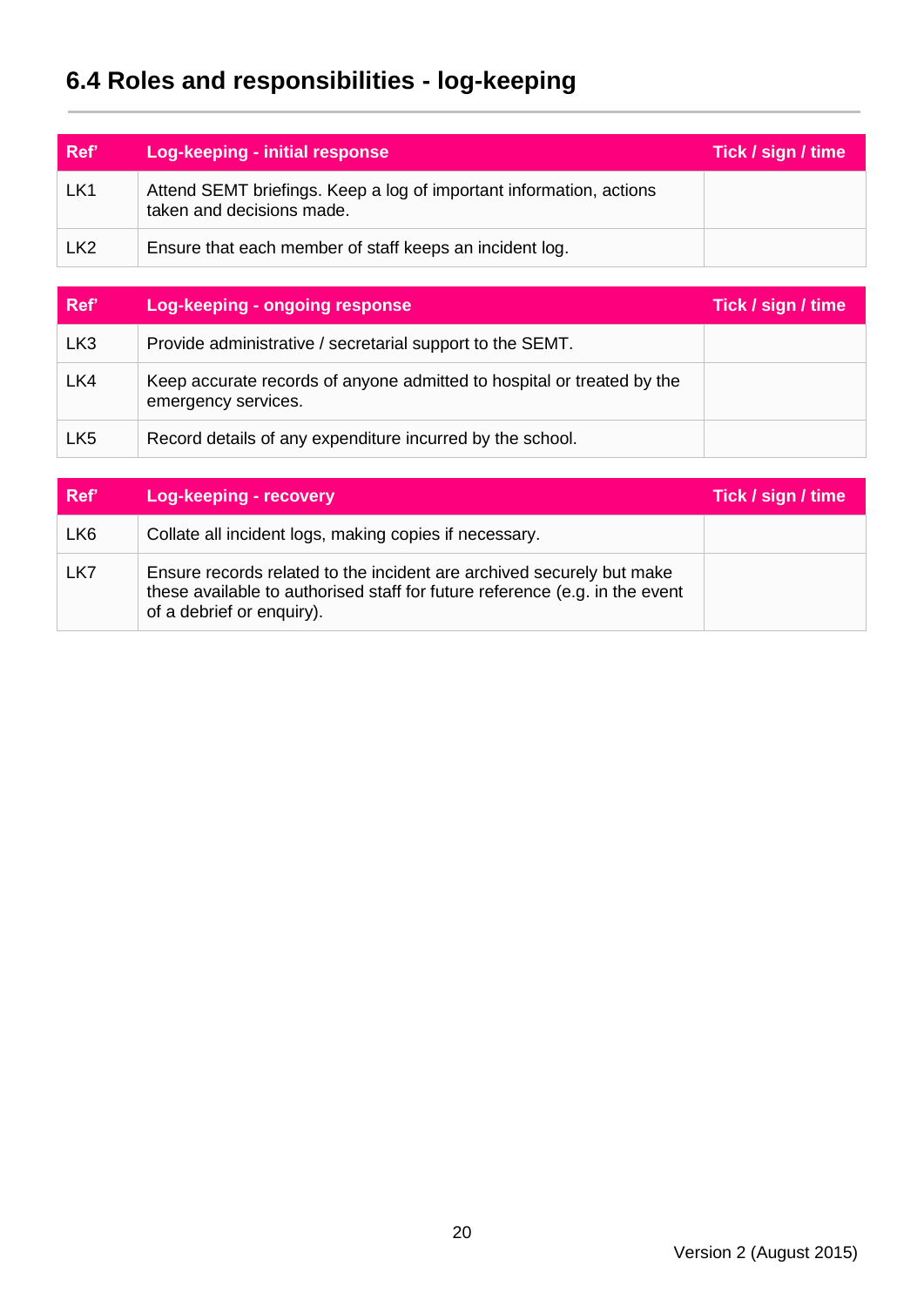## 6.4 Roles and responsibilities - log-keeping

| Ref' | Log-keeping - initial response | Tick / sign / time |
|---|---|---|
| LK1 | Attend SEMT briefings. Keep a log of important information, actions taken and decisions made. | |
| LK2 | Ensure that each member of staff keeps an incident log. | |

| Ref' | Log-keeping - ongoing response | Tick / sign / time |
|---|---|---|
| LK3 | Provide administrative / secretarial support to the SEMT. | |
| LK4 | Keep accurate records of anyone admitted to hospital or treated by the emergency services. | |
| LK5 | Record details of any expenditure incurred by the school. | |

| Ref' | Log-keeping - recovery | Tick / sign / time |
|---|---|---|
| LK6 | Collate all incident logs, making copies if necessary. | |
| LK7 | Ensure records related to the incident are archived securely but make these available to authorised staff for future reference (e.g. in the event of a debrief or enquiry). | |

Version 2 (August 2015)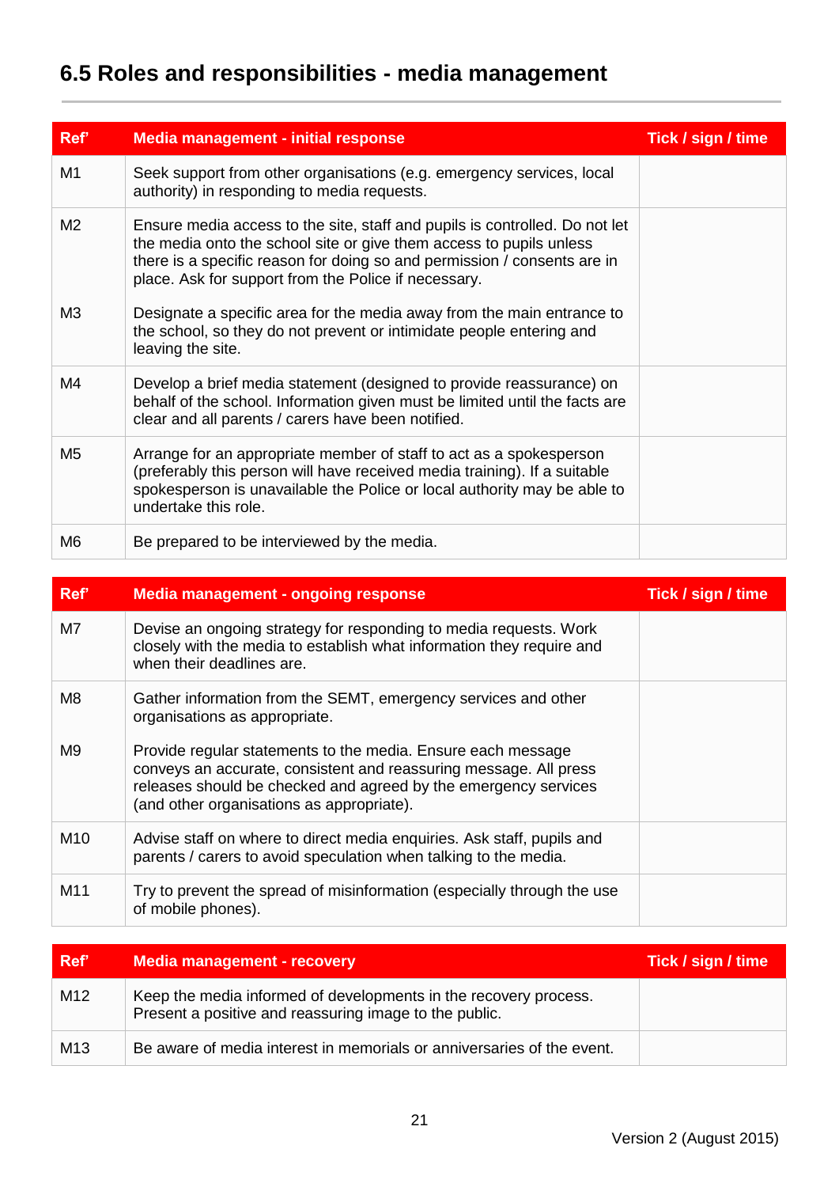## 6.5 Roles and responsibilities - media management

| Ref' | Media management - initial response | Tick / sign / time |
|---|---|---|
| M1 | Seek support from other organisations (e.g. emergency services, local authority) in responding to media requests. | |
| M2 | Ensure media access to the site, staff and pupils is controlled. Do not let the media onto the school site or give them access to pupils unless there is a specific reason for doing so and permission / consents are in place. Ask for support from the Police if necessary. | |
| M3 | Designate a specific area for the media away from the main entrance to the school, so they do not prevent or intimidate people entering and leaving the site. | |
| M4 | Develop a brief media statement (designed to provide reassurance) on behalf of the school. Information given must be limited until the facts are clear and all parents / carers have been notified. | |
| M5 | Arrange for an appropriate member of staff to act as a spokesperson (preferably this person will have received media training). If a suitable spokesperson is unavailable the Police or local authority may be able to undertake this role. | |
| M6 | Be prepared to be interviewed by the media. | |

| Ref' | Media management - ongoing response | Tick / sign / time |
|---|---|---|
| M7 | Devise an ongoing strategy for responding to media requests. Work closely with the media to establish what information they require and when their deadlines are. | |
| M8 | Gather information from the SEMT, emergency services and other organisations as appropriate. | |
| M9 | Provide regular statements to the media. Ensure each message conveys an accurate, consistent and reassuring message. All press releases should be checked and agreed by the emergency services (and other organisations as appropriate). | |
| M10 | Advise staff on where to direct media enquiries. Ask staff, pupils and parents / carers to avoid speculation when talking to the media. | |
| M11 | Try to prevent the spread of misinformation (especially through the use of mobile phones). | |

| Ref' | Media management - recovery | Tick / sign / time |
|---|---|---|
| M12 | Keep the media informed of developments in the recovery process. Present a positive and reassuring image to the public. | |
| M13 | Be aware of media interest in memorials or anniversaries of the event. | |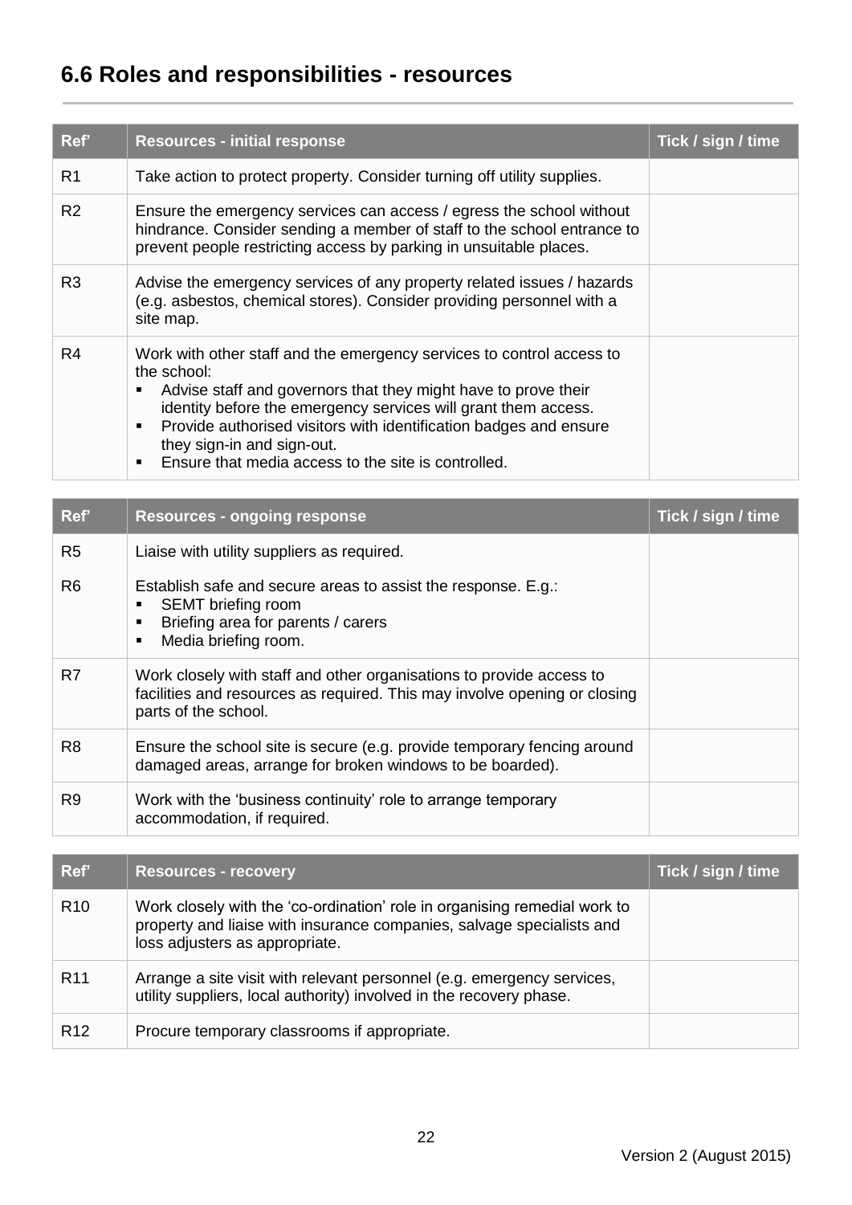## 6.6 Roles and responsibilities - resources

| Ref' | Resources - initial response | Tick / sign / time |
|---|---|---|
| R1 | Take action to protect property. Consider turning off utility supplies. | |
| R2 | Ensure the emergency services can access / egress the school without hindrance. Consider sending a member of staff to the school entrance to prevent people restricting access by parking in unsuitable places. | |
| R3 | Advise the emergency services of any property related issues / hazards (e.g. asbestos, chemical stores). Consider providing personnel with a site map. | |
| R4 | Work with other staff and the emergency services to control access to the school:<br>▪ Advise staff and governors that they might have to prove their identity before the emergency services will grant them access.<br>▪ Provide authorised visitors with identification badges and ensure they sign-in and sign-out.<br>▪ Ensure that media access to the site is controlled. | |

| Ref' | Resources - ongoing response | Tick / sign / time |
|---|---|---|
| R5 | Liaise with utility suppliers as required. | |
| R6 | Establish safe and secure areas to assist the response. E.g.:<br>▪ SEMT briefing room<br>▪ Briefing area for parents / carers<br>▪ Media briefing room. | |
| R7 | Work closely with staff and other organisations to provide access to facilities and resources as required. This may involve opening or closing parts of the school. | |
| R8 | Ensure the school site is secure (e.g. provide temporary fencing around damaged areas, arrange for broken windows to be boarded). | |
| R9 | Work with the 'business continuity' role to arrange temporary accommodation, if required. | |

| Ref' | Resources - recovery | Tick / sign / time |
|---|---|---|
| R10 | Work closely with the 'co-ordination' role in organising remedial work to property and liaise with insurance companies, salvage specialists and loss adjusters as appropriate. | |
| R11 | Arrange a site visit with relevant personnel (e.g. emergency services, utility suppliers, local authority) involved in the recovery phase. | |
| R12 | Procure temporary classrooms if appropriate. | |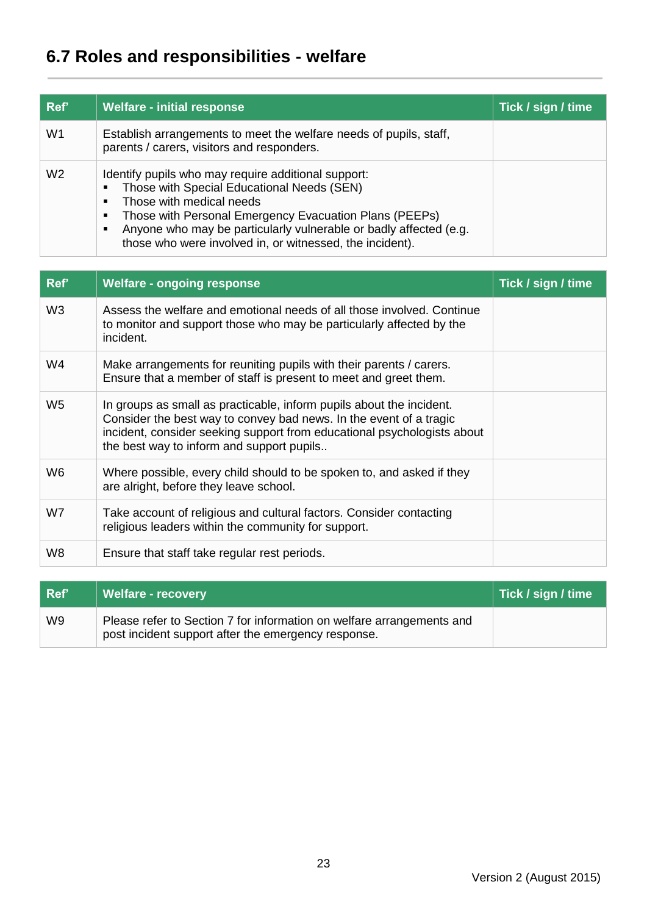## 6.7 Roles and responsibilities - welfare

| Ref' | Welfare - initial response | Tick / sign / time |
|---|---|---|
| W1 | Establish arrangements to meet the welfare needs of pupils, staff, parents / carers, visitors and responders. | |
| W2 | Identify pupils who may require additional support:<br>▪ Those with Special Educational Needs (SEN)<br>▪ Those with medical needs<br>▪ Those with Personal Emergency Evacuation Plans (PEEPs)<br>▪ Anyone who may be particularly vulnerable or badly affected (e.g. those who were involved in, or witnessed, the incident). | |

| Ref' | Welfare - ongoing response | Tick / sign / time |
|---|---|---|
| W3 | Assess the welfare and emotional needs of all those involved. Continue to monitor and support those who may be particularly affected by the incident. | |
| W4 | Make arrangements for reuniting pupils with their parents / carers. Ensure that a member of staff is present to meet and greet them. | |
| W5 | In groups as small as practicable, inform pupils about the incident. Consider the best way to convey bad news. In the event of a tragic incident, consider seeking support from educational psychologists about the best way to inform and support pupils.. | |
| W6 | Where possible, every child should to be spoken to, and asked if they are alright, before they leave school. | |
| W7 | Take account of religious and cultural factors. Consider contacting religious leaders within the community for support. | |
| W8 | Ensure that staff take regular rest periods. | |

| Ref' | Welfare - recovery | Tick / sign / time |
|---|---|---|
| W9 | Please refer to Section 7 for information on welfare arrangements and post incident support after the emergency response. | |

Version 2 (August 2015)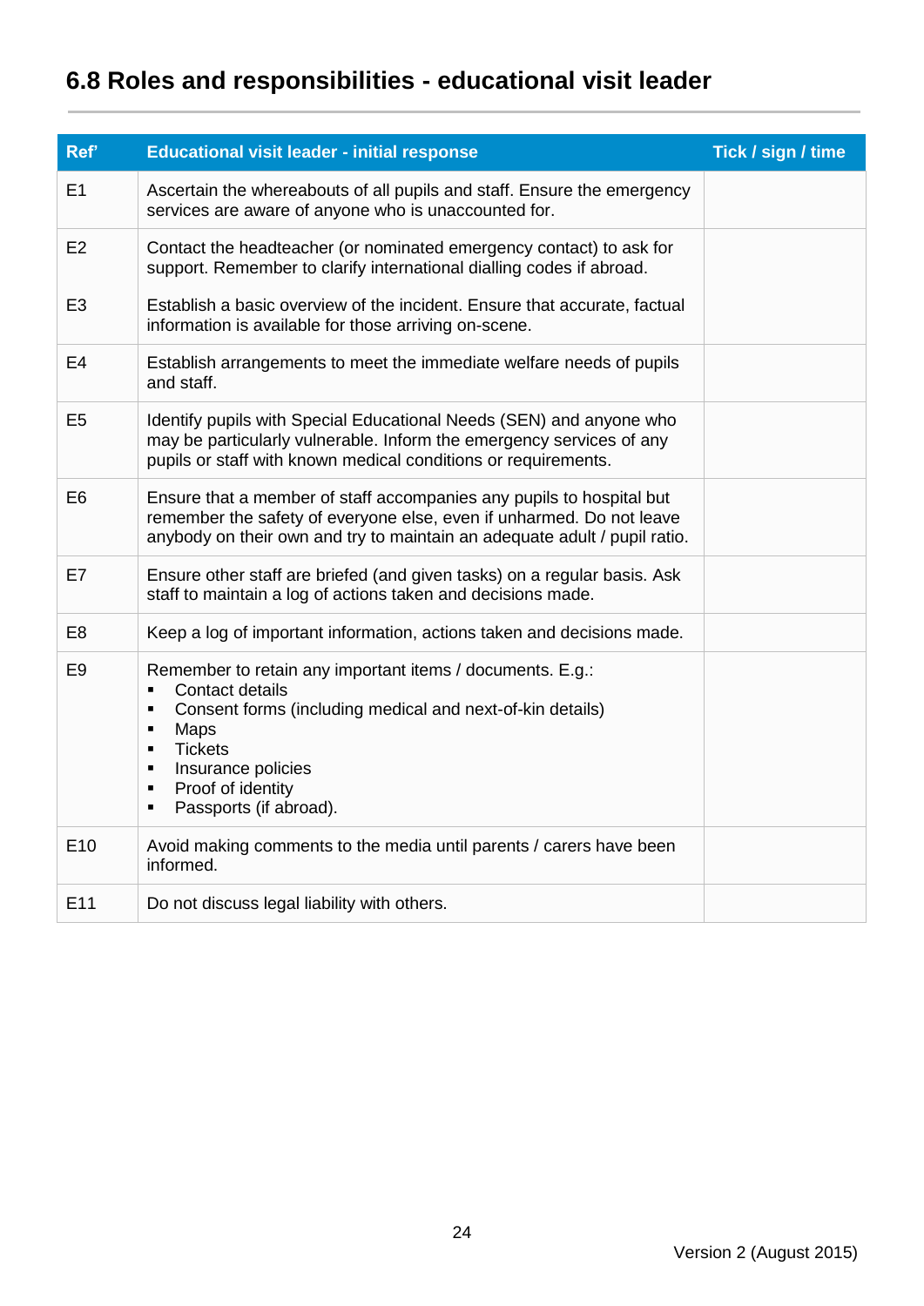## 6.8 Roles and responsibilities - educational visit leader

| Ref' | Educational visit leader - initial response | Tick / sign / time |
|---|---|---|
| E1 | Ascertain the whereabouts of all pupils and staff. Ensure the emergency services are aware of anyone who is unaccounted for. | |
| E2 | Contact the headteacher (or nominated emergency contact) to ask for support. Remember to clarify international dialling codes if abroad. | |
| E3 | Establish a basic overview of the incident. Ensure that accurate, factual information is available for those arriving on-scene. | |
| E4 | Establish arrangements to meet the immediate welfare needs of pupils and staff. | |
| E5 | Identify pupils with Special Educational Needs (SEN) and anyone who may be particularly vulnerable. Inform the emergency services of any pupils or staff with known medical conditions or requirements. | |
| E6 | Ensure that a member of staff accompanies any pupils to hospital but remember the safety of everyone else, even if unharmed. Do not leave anybody on their own and try to maintain an adequate adult / pupil ratio. | |
| E7 | Ensure other staff are briefed (and given tasks) on a regular basis. Ask staff to maintain a log of actions taken and decisions made. | |
| E8 | Keep a log of important information, actions taken and decisions made. | |
| E9 | Remember to retain any important items / documents. E.g.:<br>▪ Contact details<br>▪ Consent forms (including medical and next-of-kin details)<br>▪ Maps<br>▪ Tickets<br>▪ Insurance policies<br>▪ Proof of identity<br>▪ Passports (if abroad). | |
| E10 | Avoid making comments to the media until parents / carers have been informed. | |
| E11 | Do not discuss legal liability with others. | |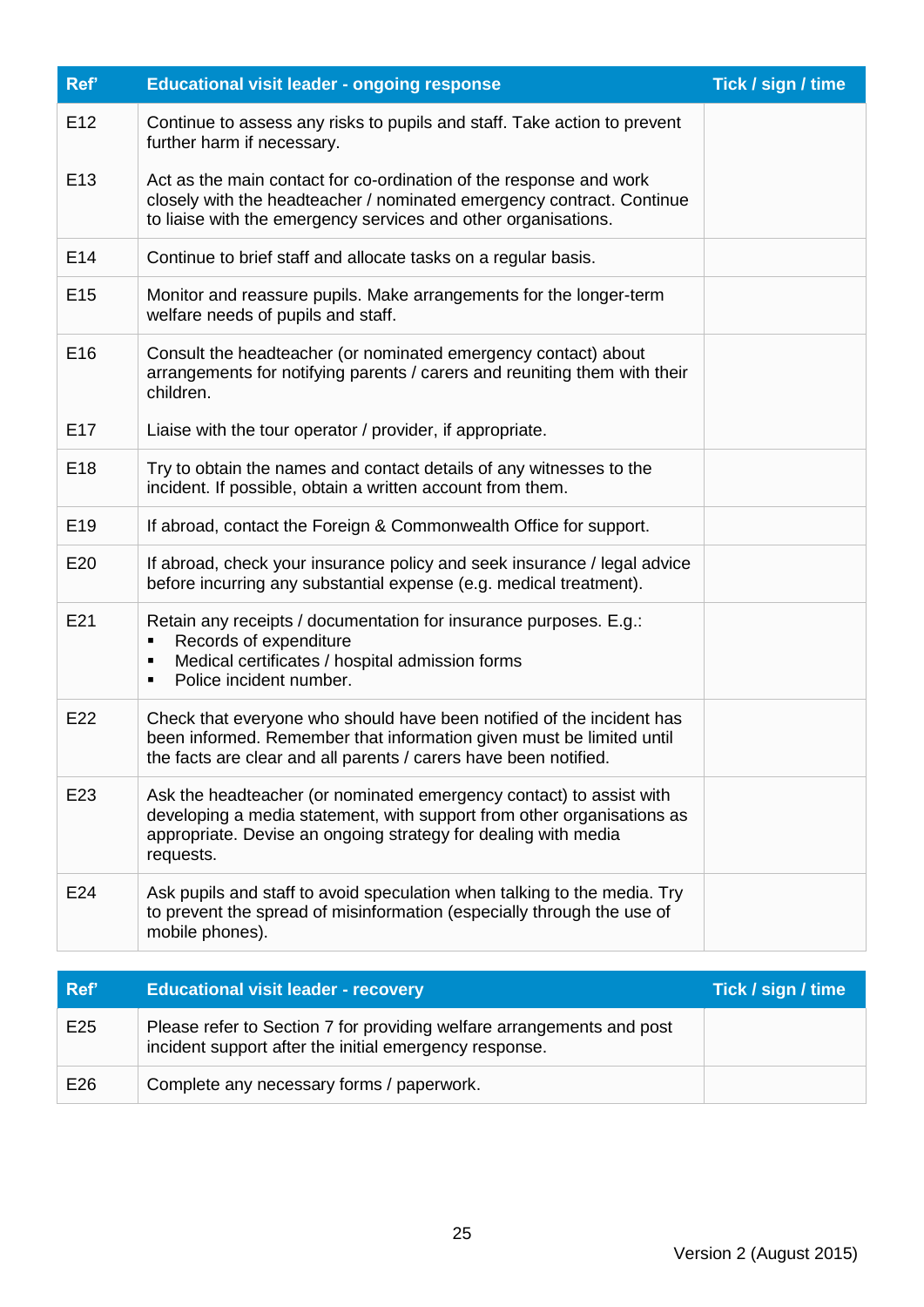| Ref' | Educational visit leader - ongoing response | Tick / sign / time |
|---|---|---|
| E12 | Continue to assess any risks to pupils and staff. Take action to prevent further harm if necessary. | |
| E13 | Act as the main contact for co-ordination of the response and work closely with the headteacher / nominated emergency contract. Continue to liaise with the emergency services and other organisations. | |
| E14 | Continue to brief staff and allocate tasks on a regular basis. | |
| E15 | Monitor and reassure pupils. Make arrangements for the longer-term welfare needs of pupils and staff. | |
| E16 | Consult the headteacher (or nominated emergency contact) about arrangements for notifying parents / carers and reuniting them with their children. | |
| E17 | Liaise with the tour operator / provider, if appropriate. | |
| E18 | Try to obtain the names and contact details of any witnesses to the incident. If possible, obtain a written account from them. | |
| E19 | If abroad, contact the Foreign & Commonwealth Office for support. | |
| E20 | If abroad, check your insurance policy and seek insurance / legal advice before incurring any substantial expense (e.g. medical treatment). | |
| E21 | Retain any receipts / documentation for insurance purposes. E.g.:<br>▪ Records of expenditure<br>▪ Medical certificates / hospital admission forms<br>▪ Police incident number. | |
| E22 | Check that everyone who should have been notified of the incident has been informed. Remember that information given must be limited until the facts are clear and all parents / carers have been notified. | |
| E23 | Ask the headteacher (or nominated emergency contact) to assist with developing a media statement, with support from other organisations as appropriate. Devise an ongoing strategy for dealing with media requests. | |
| E24 | Ask pupils and staff to avoid speculation when talking to the media. Try to prevent the spread of misinformation (especially through the use of mobile phones). | |

| Ref' | Educational visit leader - recovery | Tick / sign / time |
|---|---|---|
| E25 | Please refer to Section 7 for providing welfare arrangements and post incident support after the initial emergency response. | |
| E26 | Complete any necessary forms / paperwork. | |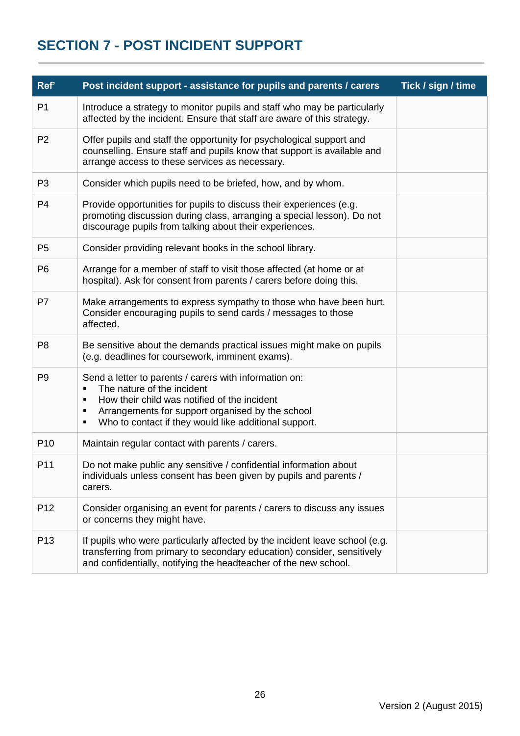## SECTION 7 - POST INCIDENT SUPPORT

| Ref' | Post incident support - assistance for pupils and parents / carers | Tick / sign / time |
|---|---|---|
| P1 | Introduce a strategy to monitor pupils and staff who may be particularly affected by the incident. Ensure that staff are aware of this strategy. | |
| P2 | Offer pupils and staff the opportunity for psychological support and counselling. Ensure staff and pupils know that support is available and arrange access to these services as necessary. | |
| P3 | Consider which pupils need to be briefed, how, and by whom. | |
| P4 | Provide opportunities for pupils to discuss their experiences (e.g. promoting discussion during class, arranging a special lesson). Do not discourage pupils from talking about their experiences. | |
| P5 | Consider providing relevant books in the school library. | |
| P6 | Arrange for a member of staff to visit those affected (at home or at hospital). Ask for consent from parents / carers before doing this. | |
| P7 | Make arrangements to express sympathy to those who have been hurt. Consider encouraging pupils to send cards / messages to those affected. | |
| P8 | Be sensitive about the demands practical issues might make on pupils (e.g. deadlines for coursework, imminent exams). | |
| P9 | Send a letter to parents / carers with information on:<br>▪ The nature of the incident<br>▪ How their child was notified of the incident<br>▪ Arrangements for support organised by the school<br>▪ Who to contact if they would like additional support. | |
| P10 | Maintain regular contact with parents / carers. | |
| P11 | Do not make public any sensitive / confidential information about individuals unless consent has been given by pupils and parents / carers. | |
| P12 | Consider organising an event for parents / carers to discuss any issues or concerns they might have. | |
| P13 | If pupils who were particularly affected by the incident leave school (e.g. transferring from primary to secondary education) consider, sensitively and confidentially, notifying the headteacher of the new school. | |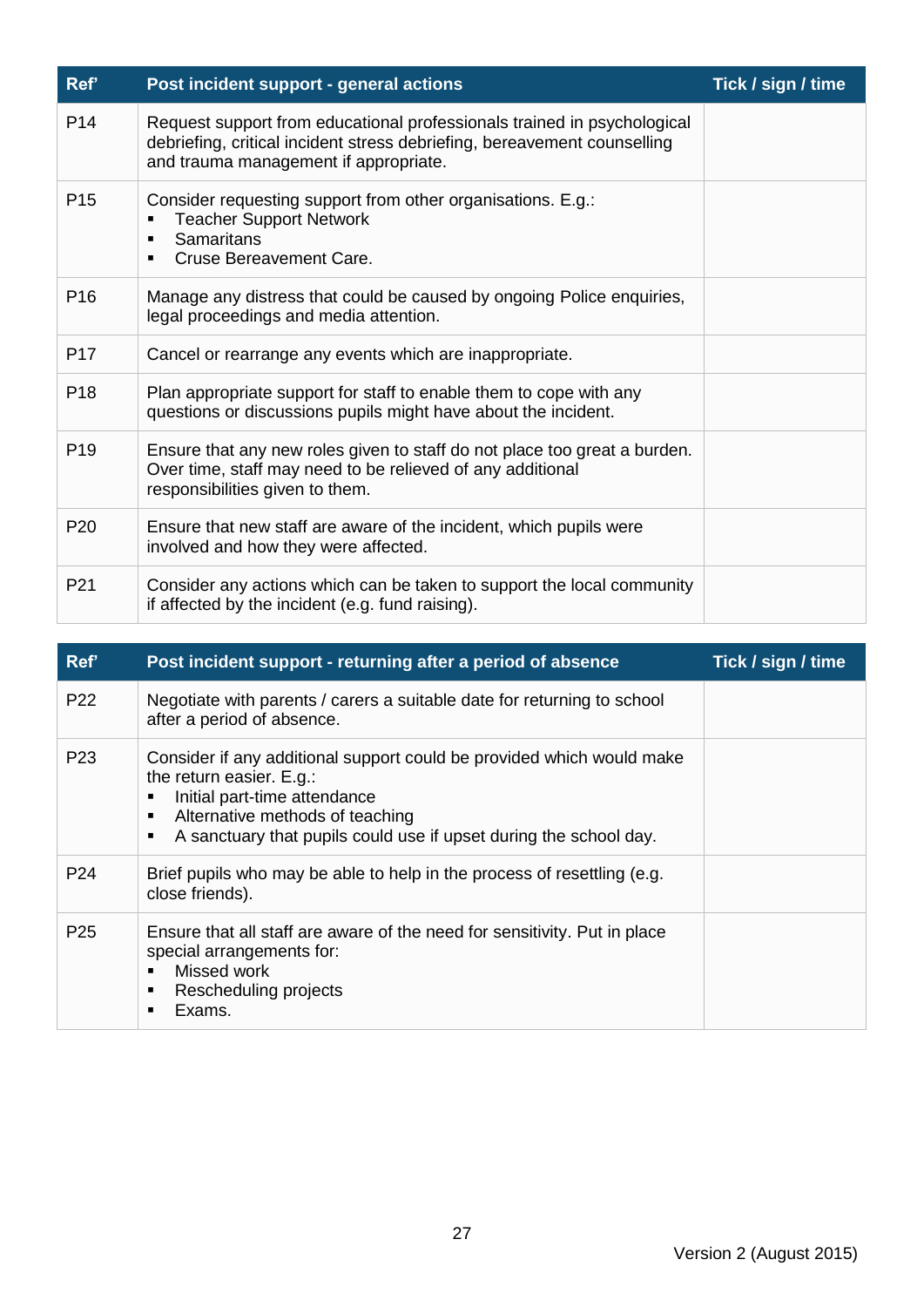| Ref' | Post incident support - general actions | Tick / sign / time |
|---|---|---|
| P14 | Request support from educational professionals trained in psychological debriefing, critical incident stress debriefing, bereavement counselling and trauma management if appropriate. | |
| P15 | Consider requesting support from other organisations. E.g.:<br>▪ Teacher Support Network<br>▪ Samaritans<br>▪ Cruse Bereavement Care. | |
| P16 | Manage any distress that could be caused by ongoing Police enquiries, legal proceedings and media attention. | |
| P17 | Cancel or rearrange any events which are inappropriate. | |
| P18 | Plan appropriate support for staff to enable them to cope with any questions or discussions pupils might have about the incident. | |
| P19 | Ensure that any new roles given to staff do not place too great a burden. Over time, staff may need to be relieved of any additional responsibilities given to them. | |
| P20 | Ensure that new staff are aware of the incident, which pupils were involved and how they were affected. | |
| P21 | Consider any actions which can be taken to support the local community if affected by the incident (e.g. fund raising). | |

| Ref' | Post incident support - returning after a period of absence | Tick / sign / time |
|---|---|---|
| P22 | Negotiate with parents / carers a suitable date for returning to school after a period of absence. | |
| P23 | Consider if any additional support could be provided which would make the return easier. E.g.:<br>▪ Initial part-time attendance<br>▪ Alternative methods of teaching<br>▪ A sanctuary that pupils could use if upset during the school day. | |
| P24 | Brief pupils who may be able to help in the process of resettling (e.g. close friends). | |
| P25 | Ensure that all staff are aware of the need for sensitivity. Put in place special arrangements for:<br>▪ Missed work<br>▪ Rescheduling projects<br>▪ Exams. | |

Version 2 (August 2015)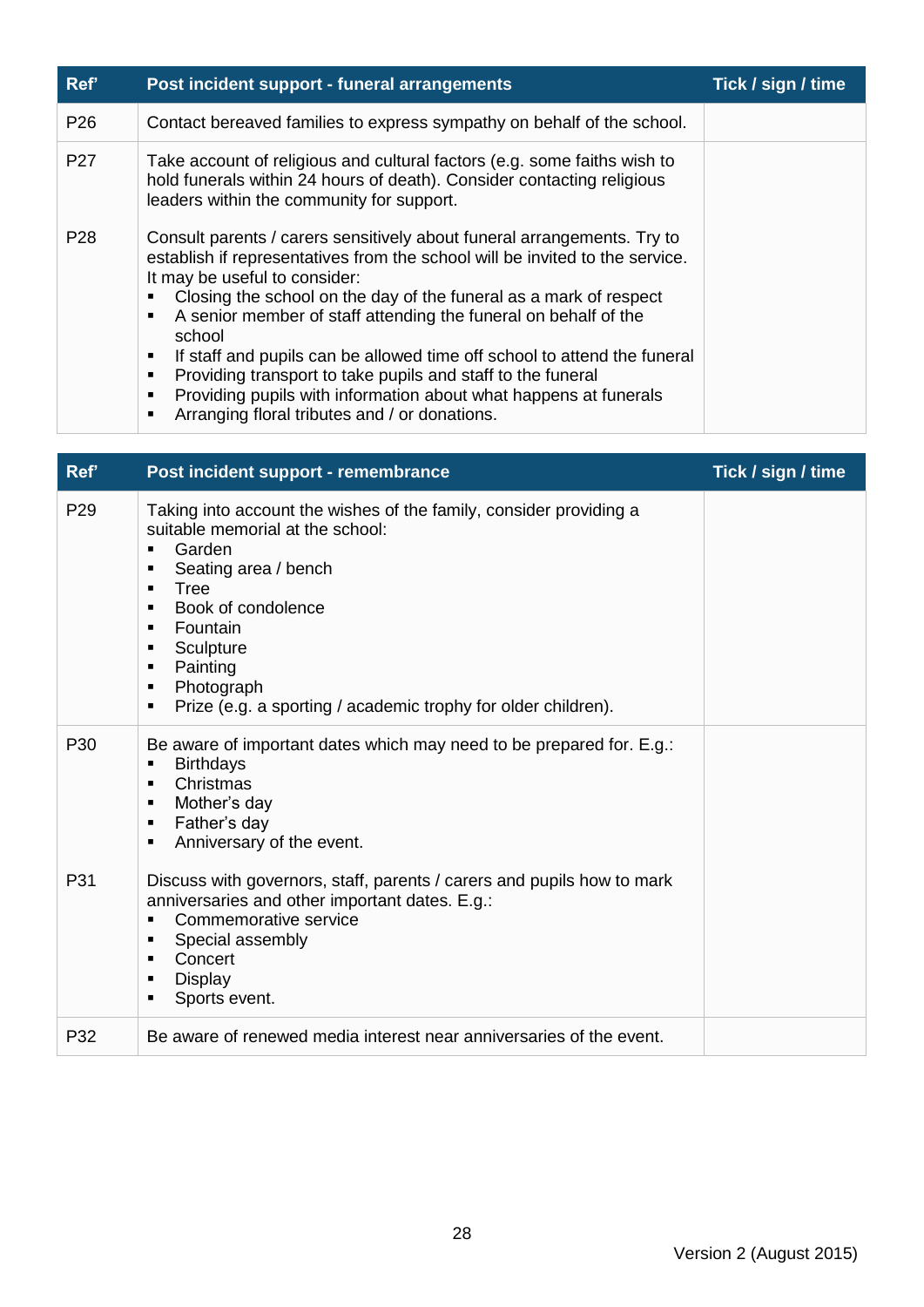| Ref' | Post incident support - funeral arrangements | Tick / sign / time |
| --- | --- | --- |
| P26 | Contact bereaved families to express sympathy on behalf of the school. | |
| P27 | Take account of religious and cultural factors (e.g. some faiths wish to hold funerals within 24 hours of death). Consider contacting religious leaders within the community for support. | |
| P28 | Consult parents / carers sensitively about funeral arrangements. Try to establish if representatives from the school will be invited to the service. It may be useful to consider:<br>▪ Closing the school on the day of the funeral as a mark of respect<br>▪ A senior member of staff attending the funeral on behalf of the school<br>▪ If staff and pupils can be allowed time off school to attend the funeral<br>▪ Providing transport to take pupils and staff to the funeral<br>▪ Providing pupils with information about what happens at funerals<br>▪ Arranging floral tributes and / or donations. | |

| Ref' | Post incident support - remembrance | Tick / sign / time |
| --- | --- | --- |
| P29 | Taking into account the wishes of the family, consider providing a suitable memorial at the school:<br>▪ Garden<br>▪ Seating area / bench<br>▪ Tree<br>▪ Book of condolence<br>▪ Fountain<br>▪ Sculpture<br>▪ Painting<br>▪ Photograph<br>▪ Prize (e.g. a sporting / academic trophy for older children). | |
| P30 | Be aware of important dates which may need to be prepared for. E.g.:<br>▪ Birthdays<br>▪ Christmas<br>▪ Mother's day<br>▪ Father's day<br>▪ Anniversary of the event. | |
| P31 | Discuss with governors, staff, parents / carers and pupils how to mark anniversaries and other important dates. E.g.:<br>▪ Commemorative service<br>▪ Special assembly<br>▪ Concert<br>▪ Display<br>▪ Sports event. | |
| P32 | Be aware of renewed media interest near anniversaries of the event. | |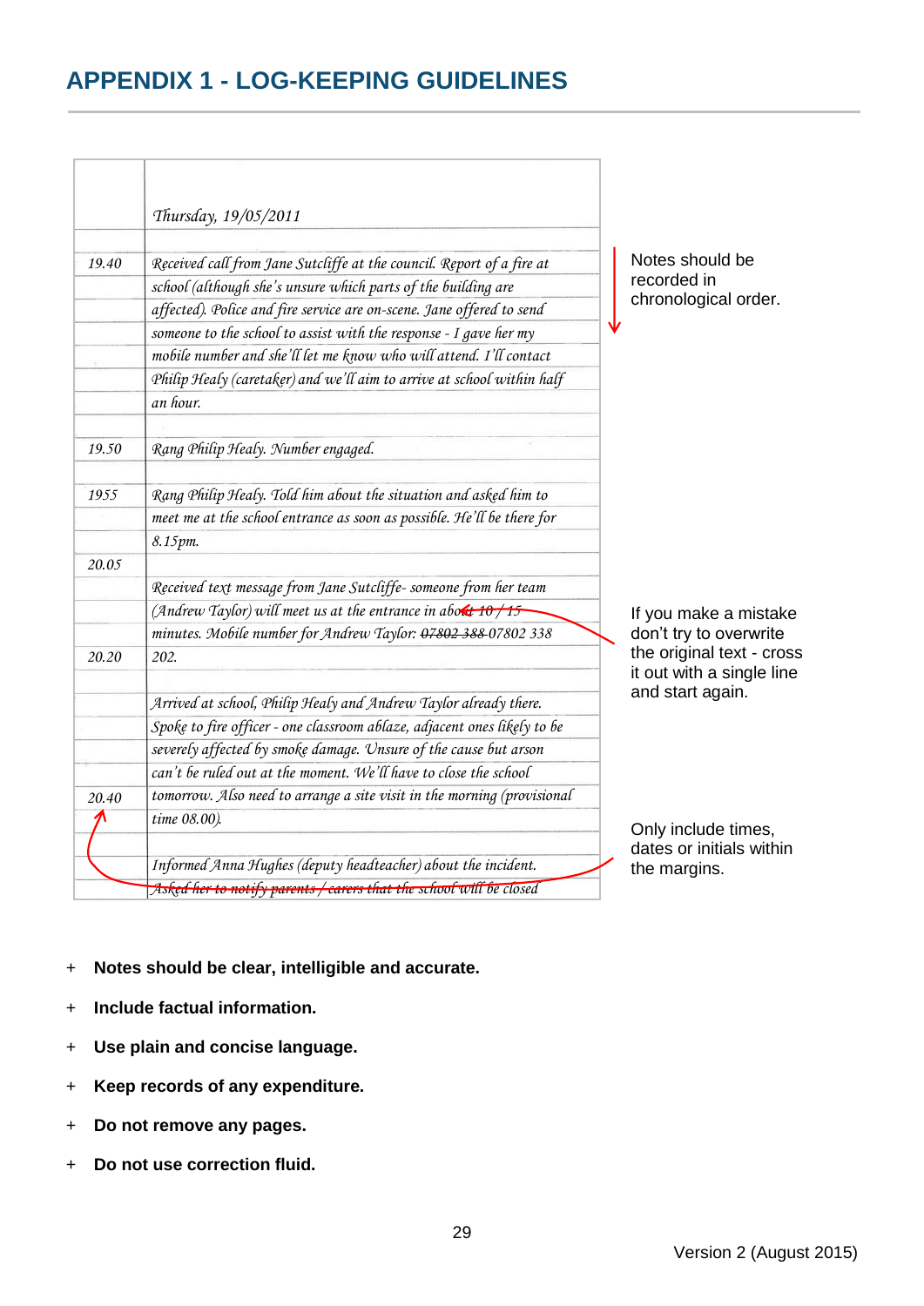# APPENDIX 1 - LOG-KEEPING GUIDELINES

| | |
|---|---|
| | *Thursday, 19/05/2011* |
| 19.40 | *Received call from Jane Sutcliffe at the council. Report of a fire at school (although she's unsure which parts of the building are affected). Police and fire service are on-scene. Jane offered to send someone to the school to assist with the response - I gave her my mobile number and she'll let me know who will attend. I'll contact Philip Healy (caretaker) and we'll aim to arrive at school within half an hour.* |
| 19.50 | *Rang Philip Healy. Number engaged.* |
| 1955 | *Rang Philip Healy. Told him about the situation and asked him to meet me at the school entrance as soon as possible. He'll be there for 8.15pm.* |
| 20.05 | *Received text message from Jane Sutcliffe- someone from her team (Andrew Taylor) will meet us at the entrance in ~~about 10 / 15~~ minutes. Mobile number for Andrew Taylor: ~~07802 388~~ 07802 338 202.* |
| 20.20 | *Arrived at school, Philip Healy and Andrew Taylor already there. Spoke to fire officer - one classroom ablaze, adjacent ones likely to be severely affected by smoke damage. Unsure of the cause but arson can't be ruled out at the moment. We'll have to close the school tomorrow. Also need to arrange a site visit in the morning (provisional time 08.00).* |
| 20.40 | *Informed Anna Hughes (deputy headteacher) about the incident. ~~Asked her to notify parents / carers that the school will be closed~~* |

Notes should be recorded in chronological order.

If you make a mistake don't try to overwrite the original text - cross it out with a single line and start again.

Only include times, dates or initials within the margins.

- **Notes should be clear, intelligible and accurate.**
- **Include factual information.**
- **Use plain and concise language.**
- **Keep records of any expenditure.**
- **Do not remove any pages.**
- **Do not use correction fluid.**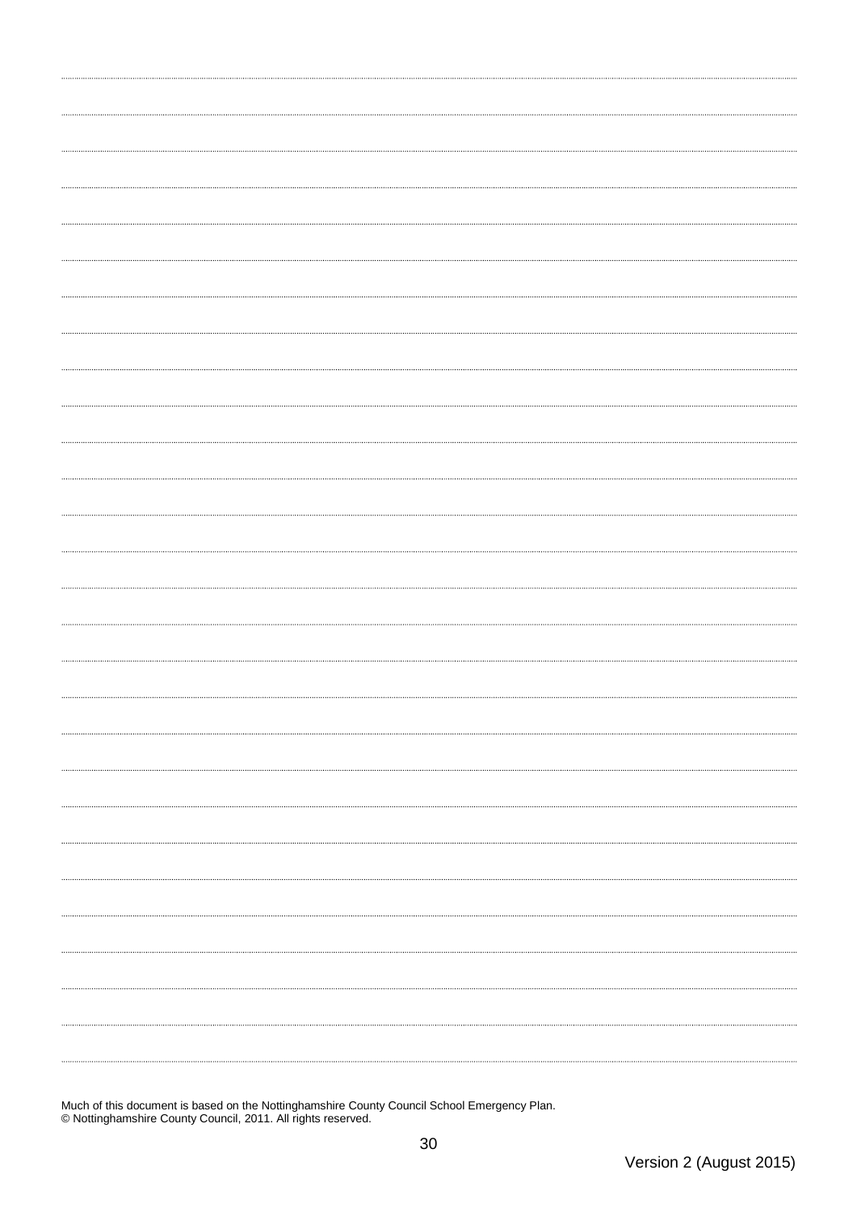Much of this document is based on the Nottinghamshire County Council School Emergency Plan.
© Nottinghamshire County Council, 2011. All rights reserved.

Version 2 (August 2015)